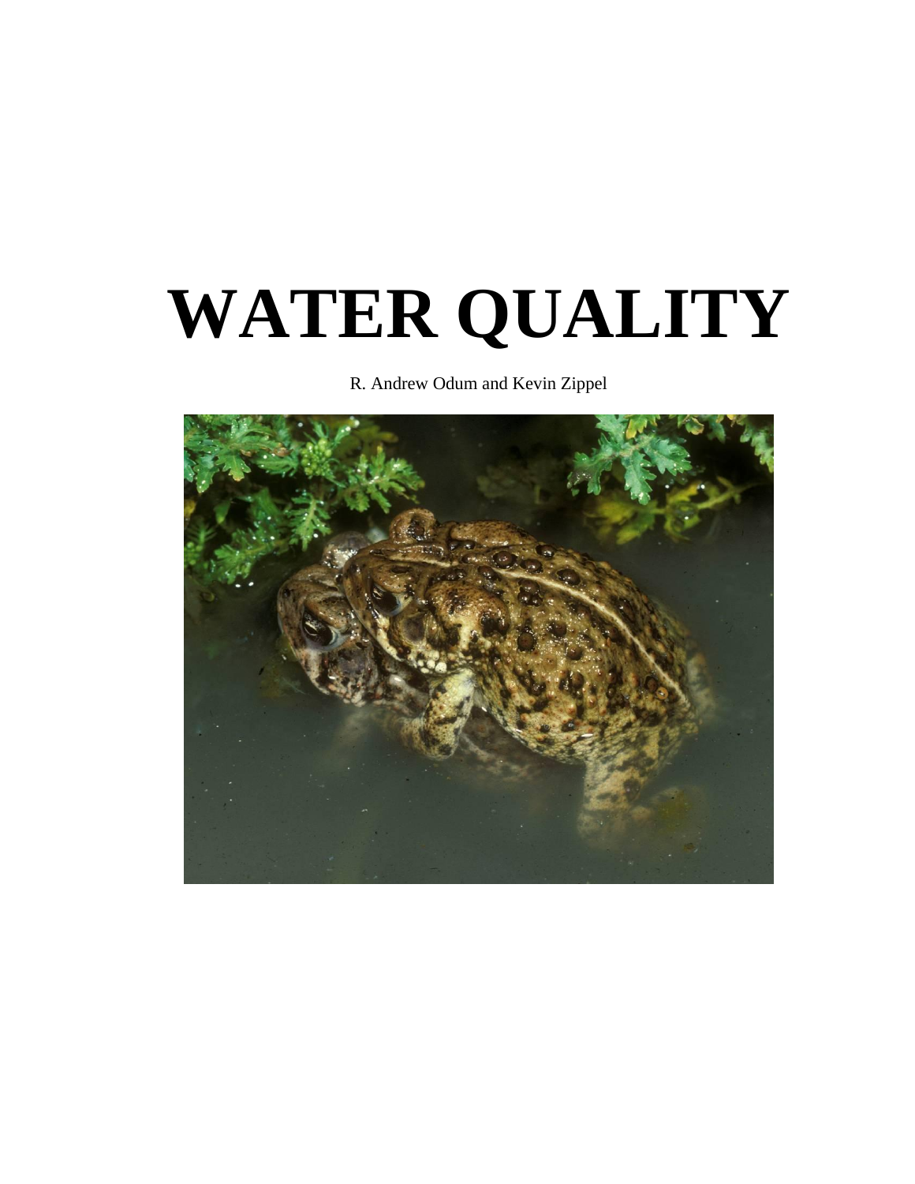# WATER QUALITY

R. Andrew Odum and Kevin Zippel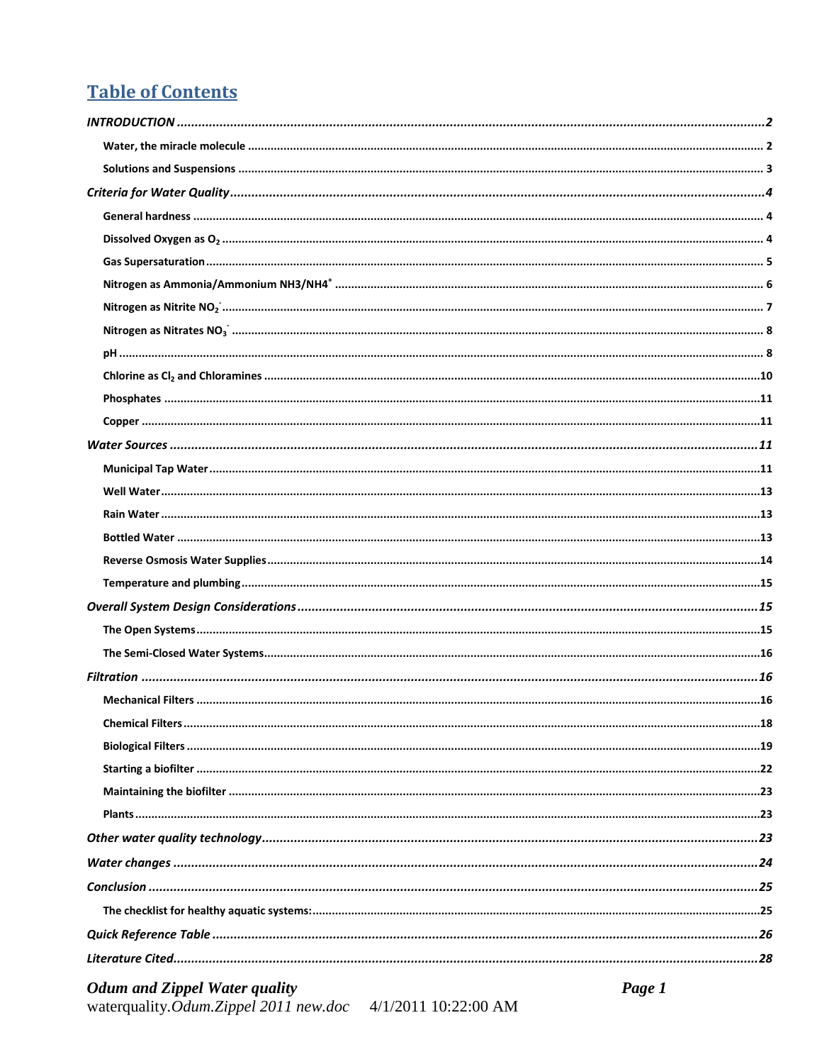# Table of Contents

*INTRODUCTION* ........ 2

- Water, the miracle molecule ........ 2
- Solutions and Suspensions ........ 3

*Criteria for Water Quality* ........ 4

- General hardness ........ 4
- Dissolved Oxygen as $O_2$ ........ 4
- Gas Supersaturation ........ 5
- Nitrogen as Ammonia/Ammonium NH3/$NH4^+$ ........ 6
- Nitrogen as Nitrite $NO_2^-$ ........ 7
- Nitrogen as Nitrates $NO_3^-$ ........ 8
- pH ........ 8
- Chlorine as $Cl_2$ and Chloramines ........ 10
- Phosphates ........ 11
- Copper ........ 11

*Water Sources* ........ 11

- Municipal Tap Water ........ 11
- Well Water ........ 13
- Rain Water ........ 13
- Bottled Water ........ 13
- Reverse Osmosis Water Supplies ........ 14
- Temperature and plumbing ........ 15

*Overall System Design Considerations* ........ 15

- The Open Systems ........ 15
- The Semi-Closed Water Systems ........ 16

*Filtration* ........ 16

- Mechanical Filters ........ 16
- Chemical Filters ........ 18
- Biological Filters ........ 19
- Starting a biofilter ........ 22
- Maintaining the biofilter ........ 23
- Plants ........ 23

*Other water quality technology* ........ 23

*Water changes* ........ 24

*Conclusion* ........ 25

- The checklist for healthy aquatic systems: ........ 25

*Quick Reference Table* ........ 26

*Literature Cited* ........ 28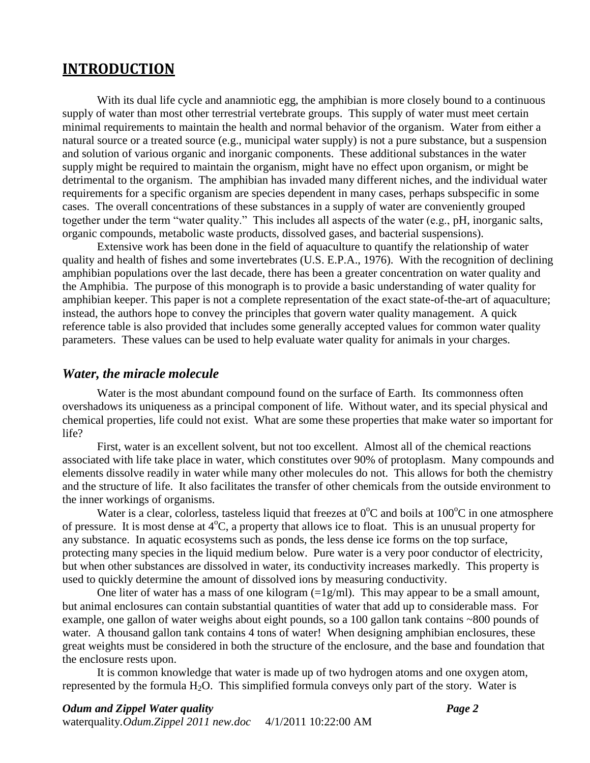# INTRODUCTION

With its dual life cycle and anamniotic egg, the amphibian is more closely bound to a continuous supply of water than most other terrestrial vertebrate groups. This supply of water must meet certain minimal requirements to maintain the health and normal behavior of the organism. Water from either a natural source or a treated source (e.g., municipal water supply) is not a pure substance, but a suspension and solution of various organic and inorganic components. These additional substances in the water supply might be required to maintain the organism, might have no effect upon organism, or might be detrimental to the organism. The amphibian has invaded many different niches, and the individual water requirements for a specific organism are species dependent in many cases, perhaps subspecific in some cases. The overall concentrations of these substances in a supply of water are conveniently grouped together under the term "water quality." This includes all aspects of the water (e.g., pH, inorganic salts, organic compounds, metabolic waste products, dissolved gases, and bacterial suspensions).

Extensive work has been done in the field of aquaculture to quantify the relationship of water quality and health of fishes and some invertebrates (U.S. E.P.A., 1976). With the recognition of declining amphibian populations over the last decade, there has been a greater concentration on water quality and the Amphibia. The purpose of this monograph is to provide a basic understanding of water quality for amphibian keeper. This paper is not a complete representation of the exact state-of-the-art of aquaculture; instead, the authors hope to convey the principles that govern water quality management. A quick reference table is also provided that includes some generally accepted values for common water quality parameters. These values can be used to help evaluate water quality for animals in your charges.

## *Water, the miracle molecule*

Water is the most abundant compound found on the surface of Earth. Its commonness often overshadows its uniqueness as a principal component of life. Without water, and its special physical and chemical properties, life could not exist. What are some these properties that make water so important for life?

First, water is an excellent solvent, but not too excellent. Almost all of the chemical reactions associated with life take place in water, which constitutes over 90% of protoplasm. Many compounds and elements dissolve readily in water while many other molecules do not. This allows for both the chemistry and the structure of life. It also facilitates the transfer of other chemicals from the outside environment to the inner workings of organisms.

Water is a clear, colorless, tasteless liquid that freezes at $0^oC$ and boils at $100^oC$ in one atmosphere of pressure. It is most dense at $4^oC$, a property that allows ice to float. This is an unusual property for any substance. In aquatic ecosystems such as ponds, the less dense ice forms on the top surface, protecting many species in the liquid medium below. Pure water is a very poor conductor of electricity, but when other substances are dissolved in water, its conductivity increases markedly. This property is used to quickly determine the amount of dissolved ions by measuring conductivity.

One liter of water has a mass of one kilogram (=1g/ml). This may appear to be a small amount, but animal enclosures can contain substantial quantities of water that add up to considerable mass. For example, one gallon of water weighs about eight pounds, so a 100 gallon tank contains ~800 pounds of water. A thousand gallon tank contains 4 tons of water! When designing amphibian enclosures, these great weights must be considered in both the structure of the enclosure, and the base and foundation that the enclosure rests upon.

It is common knowledge that water is made up of two hydrogen atoms and one oxygen atom, represented by the formula $H_2O$. This simplified formula conveys only part of the story. Water is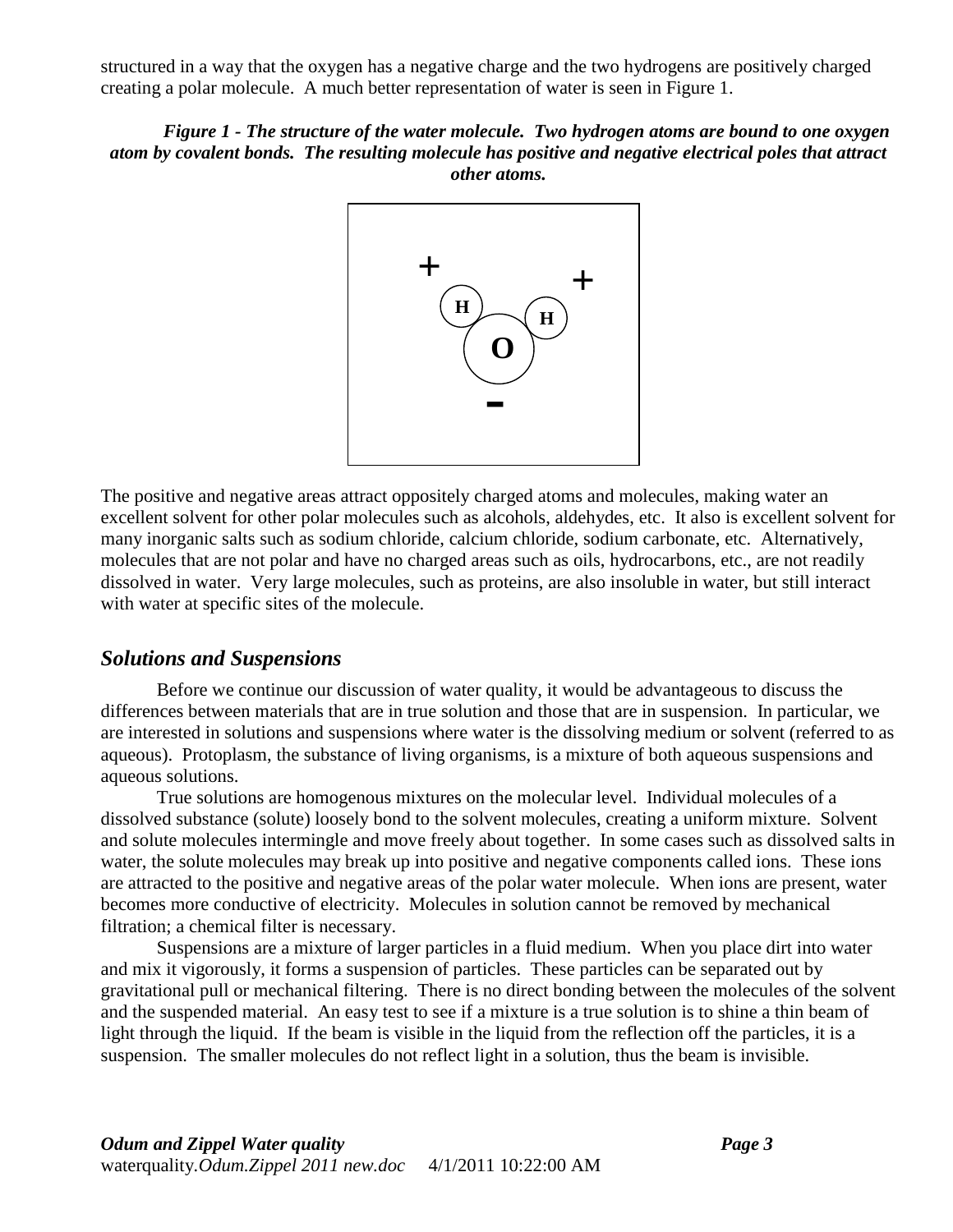structured in a way that the oxygen has a negative charge and the two hydrogens are positively charged creating a polar molecule. A much better representation of water is seen in Figure 1.

***Figure 1 - The structure of the water molecule. Two hydrogen atoms are bound to one oxygen atom by covalent bonds. The resulting molecule has positive and negative electrical poles that attract other atoms.***

The positive and negative areas attract oppositely charged atoms and molecules, making water an excellent solvent for other polar molecules such as alcohols, aldehydes, etc. It also is excellent solvent for many inorganic salts such as sodium chloride, calcium chloride, sodium carbonate, etc. Alternatively, molecules that are not polar and have no charged areas such as oils, hydrocarbons, etc., are not readily dissolved in water. Very large molecules, such as proteins, are also insoluble in water, but still interact with water at specific sites of the molecule.

## *Solutions and Suspensions*

Before we continue our discussion of water quality, it would be advantageous to discuss the differences between materials that are in true solution and those that are in suspension. In particular, we are interested in solutions and suspensions where water is the dissolving medium or solvent (referred to as aqueous). Protoplasm, the substance of living organisms, is a mixture of both aqueous suspensions and aqueous solutions.

True solutions are homogenous mixtures on the molecular level. Individual molecules of a dissolved substance (solute) loosely bond to the solvent molecules, creating a uniform mixture. Solvent and solute molecules intermingle and move freely about together. In some cases such as dissolved salts in water, the solute molecules may break up into positive and negative components called ions. These ions are attracted to the positive and negative areas of the polar water molecule. When ions are present, water becomes more conductive of electricity. Molecules in solution cannot be removed by mechanical filtration; a chemical filter is necessary.

Suspensions are a mixture of larger particles in a fluid medium. When you place dirt into water and mix it vigorously, it forms a suspension of particles. These particles can be separated out by gravitational pull or mechanical filtering. There is no direct bonding between the molecules of the solvent and the suspended material. An easy test to see if a mixture is a true solution is to shine a thin beam of light through the liquid. If the beam is visible in the liquid from the reflection off the particles, it is a suspension. The smaller molecules do not reflect light in a solution, thus the beam is invisible.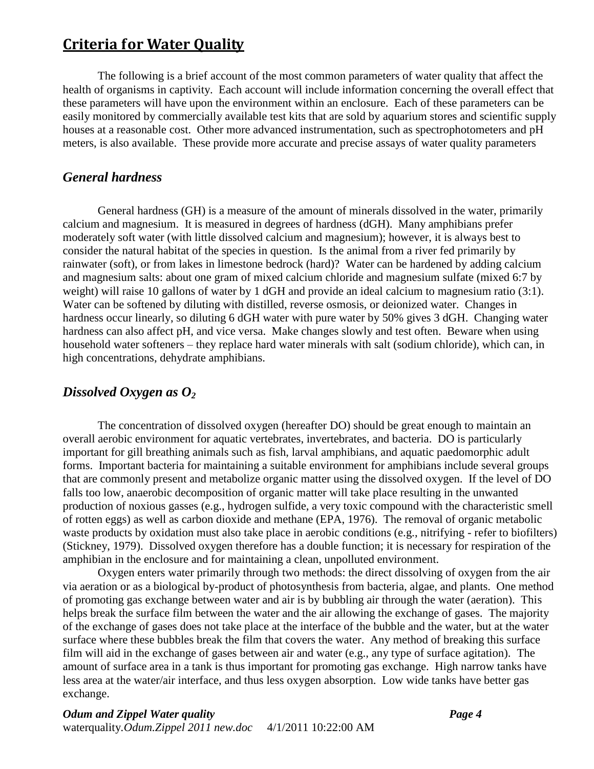# Criteria for Water Quality

The following is a brief account of the most common parameters of water quality that affect the health of organisms in captivity. Each account will include information concerning the overall effect that these parameters will have upon the environment within an enclosure. Each of these parameters can be easily monitored by commercially available test kits that are sold by aquarium stores and scientific supply houses at a reasonable cost. Other more advanced instrumentation, such as spectrophotometers and pH meters, is also available. These provide more accurate and precise assays of water quality parameters

## *General hardness*

General hardness (GH) is a measure of the amount of minerals dissolved in the water, primarily calcium and magnesium. It is measured in degrees of hardness (dGH). Many amphibians prefer moderately soft water (with little dissolved calcium and magnesium); however, it is always best to consider the natural habitat of the species in question. Is the animal from a river fed primarily by rainwater (soft), or from lakes in limestone bedrock (hard)? Water can be hardened by adding calcium and magnesium salts: about one gram of mixed calcium chloride and magnesium sulfate (mixed 6:7 by weight) will raise 10 gallons of water by 1 dGH and provide an ideal calcium to magnesium ratio (3:1). Water can be softened by diluting with distilled, reverse osmosis, or deionized water. Changes in hardness occur linearly, so diluting 6 dGH water with pure water by 50% gives 3 dGH. Changing water hardness can also affect pH, and vice versa. Make changes slowly and test often. Beware when using household water softeners – they replace hard water minerals with salt (sodium chloride), which can, in high concentrations, dehydrate amphibians.

## *Dissolved Oxygen as $O_2$*

The concentration of dissolved oxygen (hereafter DO) should be great enough to maintain an overall aerobic environment for aquatic vertebrates, invertebrates, and bacteria. DO is particularly important for gill breathing animals such as fish, larval amphibians, and aquatic paedomorphic adult forms. Important bacteria for maintaining a suitable environment for amphibians include several groups that are commonly present and metabolize organic matter using the dissolved oxygen. If the level of DO falls too low, anaerobic decomposition of organic matter will take place resulting in the unwanted production of noxious gasses (e.g., hydrogen sulfide, a very toxic compound with the characteristic smell of rotten eggs) as well as carbon dioxide and methane (EPA, 1976). The removal of organic metabolic waste products by oxidation must also take place in aerobic conditions (e.g., nitrifying - refer to biofilters) (Stickney, 1979). Dissolved oxygen therefore has a double function; it is necessary for respiration of the amphibian in the enclosure and for maintaining a clean, unpolluted environment.

Oxygen enters water primarily through two methods: the direct dissolving of oxygen from the air via aeration or as a biological by-product of photosynthesis from bacteria, algae, and plants. One method of promoting gas exchange between water and air is by bubbling air through the water (aeration). This helps break the surface film between the water and the air allowing the exchange of gases. The majority of the exchange of gases does not take place at the interface of the bubble and the water, but at the water surface where these bubbles break the film that covers the water. Any method of breaking this surface film will aid in the exchange of gases between air and water (e.g., any type of surface agitation). The amount of surface area in a tank is thus important for promoting gas exchange. High narrow tanks have less area at the water/air interface, and thus less oxygen absorption. Low wide tanks have better gas exchange.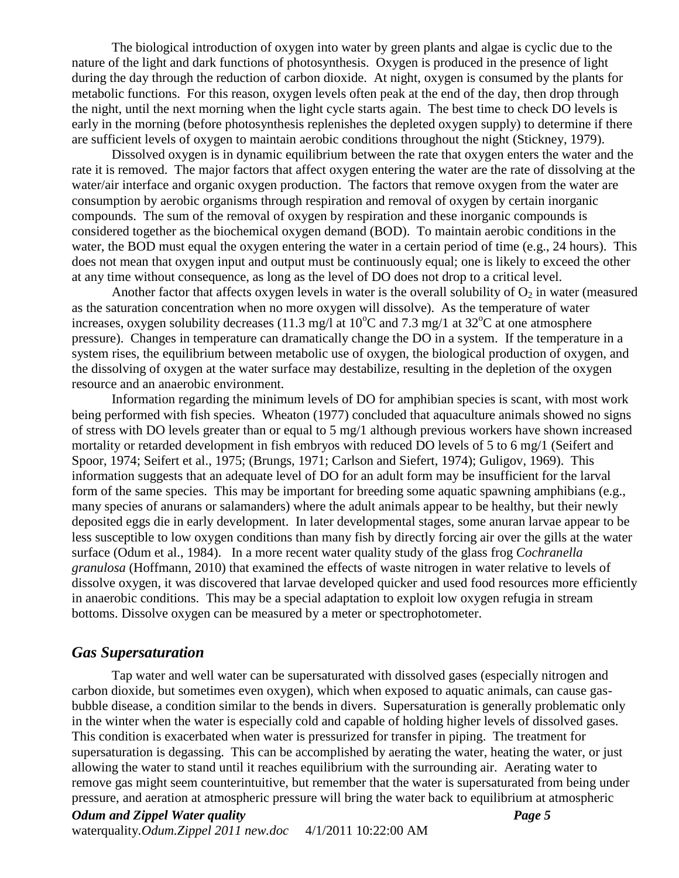The biological introduction of oxygen into water by green plants and algae is cyclic due to the nature of the light and dark functions of photosynthesis. Oxygen is produced in the presence of light during the day through the reduction of carbon dioxide. At night, oxygen is consumed by the plants for metabolic functions. For this reason, oxygen levels often peak at the end of the day, then drop through the night, until the next morning when the light cycle starts again. The best time to check DO levels is early in the morning (before photosynthesis replenishes the depleted oxygen supply) to determine if there are sufficient levels of oxygen to maintain aerobic conditions throughout the night (Stickney, 1979).

Dissolved oxygen is in dynamic equilibrium between the rate that oxygen enters the water and the rate it is removed. The major factors that affect oxygen entering the water are the rate of dissolving at the water/air interface and organic oxygen production. The factors that remove oxygen from the water are consumption by aerobic organisms through respiration and removal of oxygen by certain inorganic compounds. The sum of the removal of oxygen by respiration and these inorganic compounds is considered together as the biochemical oxygen demand (BOD). To maintain aerobic conditions in the water, the BOD must equal the oxygen entering the water in a certain period of time (e.g., 24 hours). This does not mean that oxygen input and output must be continuously equal; one is likely to exceed the other at any time without consequence, as long as the level of DO does not drop to a critical level.

Another factor that affects oxygen levels in water is the overall solubility of $O_2$ in water (measured as the saturation concentration when no more oxygen will dissolve). As the temperature of water increases, oxygen solubility decreases (11.3 mg/l at 10°C and 7.3 mg/1 at 32°C at one atmosphere pressure). Changes in temperature can dramatically change the DO in a system. If the temperature in a system rises, the equilibrium between metabolic use of oxygen, the biological production of oxygen, and the dissolving of oxygen at the water surface may destabilize, resulting in the depletion of the oxygen resource and an anaerobic environment.

Information regarding the minimum levels of DO for amphibian species is scant, with most work being performed with fish species. Wheaton (1977) concluded that aquaculture animals showed no signs of stress with DO levels greater than or equal to 5 mg/1 although previous workers have shown increased mortality or retarded development in fish embryos with reduced DO levels of 5 to 6 mg/1 (Seifert and Spoor, 1974; Seifert et al., 1975; (Brungs, 1971; Carlson and Siefert, 1974); Guligov, 1969). This information suggests that an adequate level of DO for an adult form may be insufficient for the larval form of the same species. This may be important for breeding some aquatic spawning amphibians (e.g., many species of anurans or salamanders) where the adult animals appear to be healthy, but their newly deposited eggs die in early development. In later developmental stages, some anuran larvae appear to be less susceptible to low oxygen conditions than many fish by directly forcing air over the gills at the water surface (Odum et al., 1984). In a more recent water quality study of the glass frog *Cochranella granulosa* (Hoffmann, 2010) that examined the effects of waste nitrogen in water relative to levels of dissolve oxygen, it was discovered that larvae developed quicker and used food resources more efficiently in anaerobic conditions. This may be a special adaptation to exploit low oxygen refugia in stream bottoms. Dissolve oxygen can be measured by a meter or spectrophotometer.

## *Gas Supersaturation*

Tap water and well water can be supersaturated with dissolved gases (especially nitrogen and carbon dioxide, but sometimes even oxygen), which when exposed to aquatic animals, can cause gas-bubble disease, a condition similar to the bends in divers. Supersaturation is generally problematic only in the winter when the water is especially cold and capable of holding higher levels of dissolved gases. This condition is exacerbated when water is pressurized for transfer in piping. The treatment for supersaturation is degassing. This can be accomplished by aerating the water, heating the water, or just allowing the water to stand until it reaches equilibrium with the surrounding air. Aerating water to remove gas might seem counterintuitive, but remember that the water is supersaturated from being under pressure, and aeration at atmospheric pressure will bring the water back to equilibrium at atmospheric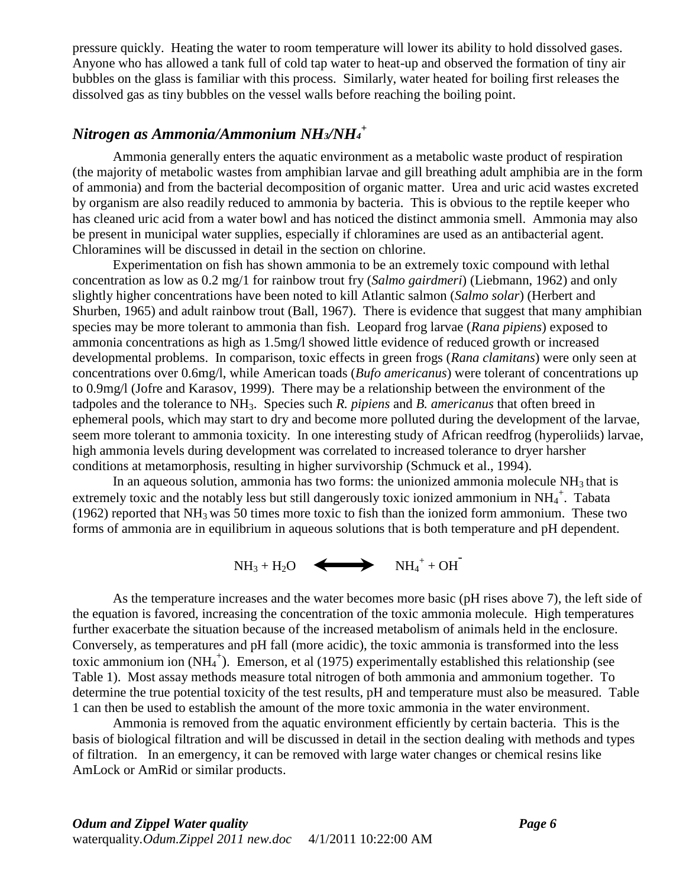pressure quickly. Heating the water to room temperature will lower its ability to hold dissolved gases. Anyone who has allowed a tank full of cold tap water to heat-up and observed the formation of tiny air bubbles on the glass is familiar with this process. Similarly, water heated for boiling first releases the dissolved gas as tiny bubbles on the vessel walls before reaching the boiling point.

## *Nitrogen as Ammonia/Ammonium $NH_3/NH_4^+$*

Ammonia generally enters the aquatic environment as a metabolic waste product of respiration (the majority of metabolic wastes from amphibian larvae and gill breathing adult amphibia are in the form of ammonia) and from the bacterial decomposition of organic matter. Urea and uric acid wastes excreted by organism are also readily reduced to ammonia by bacteria. This is obvious to the reptile keeper who has cleaned uric acid from a water bowl and has noticed the distinct ammonia smell. Ammonia may also be present in municipal water supplies, especially if chloramines are used as an antibacterial agent. Chloramines will be discussed in detail in the section on chlorine.

Experimentation on fish has shown ammonia to be an extremely toxic compound with lethal concentration as low as 0.2 mg/1 for rainbow trout fry (*Salmo gairdmeri*) (Liebmann, 1962) and only slightly higher concentrations have been noted to kill Atlantic salmon (*Salmo solar*) (Herbert and Shurben, 1965) and adult rainbow trout (Ball, 1967). There is evidence that suggest that many amphibian species may be more tolerant to ammonia than fish. Leopard frog larvae (*Rana pipiens*) exposed to ammonia concentrations as high as 1.5mg/l showed little evidence of reduced growth or increased developmental problems. In comparison, toxic effects in green frogs (*Rana clamitans*) were only seen at concentrations over 0.6mg/l, while American toads (*Bufo americanus*) were tolerant of concentrations up to 0.9mg/l (Jofre and Karasov, 1999). There may be a relationship between the environment of the tadpoles and the tolerance to $NH_3$. Species such *R. pipiens* and *B. americanus* that often breed in ephemeral pools, which may start to dry and become more polluted during the development of the larvae, seem more tolerant to ammonia toxicity. In one interesting study of African reedfrog (hyperoliids) larvae, high ammonia levels during development was correlated to increased tolerance to dryer harsher conditions at metamorphosis, resulting in higher survivorship (Schmuck et al., 1994).

In an aqueous solution, ammonia has two forms: the unionized ammonia molecule $NH_3$ that is extremely toxic and the notably less but still dangerously toxic ionized ammonium in $NH_4^+$. Tabata (1962) reported that $NH_3$ was 50 times more toxic to fish than the ionized form ammonium. These two forms of ammonia are in equilibrium in aqueous solutions that is both temperature and pH dependent.

$$NH_3 + H_2O \longleftrightarrow NH_4^+ + OH^-$$

As the temperature increases and the water becomes more basic (pH rises above 7), the left side of the equation is favored, increasing the concentration of the toxic ammonia molecule. High temperatures further exacerbate the situation because of the increased metabolism of animals held in the enclosure. Conversely, as temperatures and pH fall (more acidic), the toxic ammonia is transformed into the less toxic ammonium ion ($NH_4^+$). Emerson, et al (1975) experimentally established this relationship (see Table 1). Most assay methods measure total nitrogen of both ammonia and ammonium together. To determine the true potential toxicity of the test results, pH and temperature must also be measured. Table 1 can then be used to establish the amount of the more toxic ammonia in the water environment.

Ammonia is removed from the aquatic environment efficiently by certain bacteria. This is the basis of biological filtration and will be discussed in detail in the section dealing with methods and types of filtration. In an emergency, it can be removed with large water changes or chemical resins like AmLock or AmRid or similar products.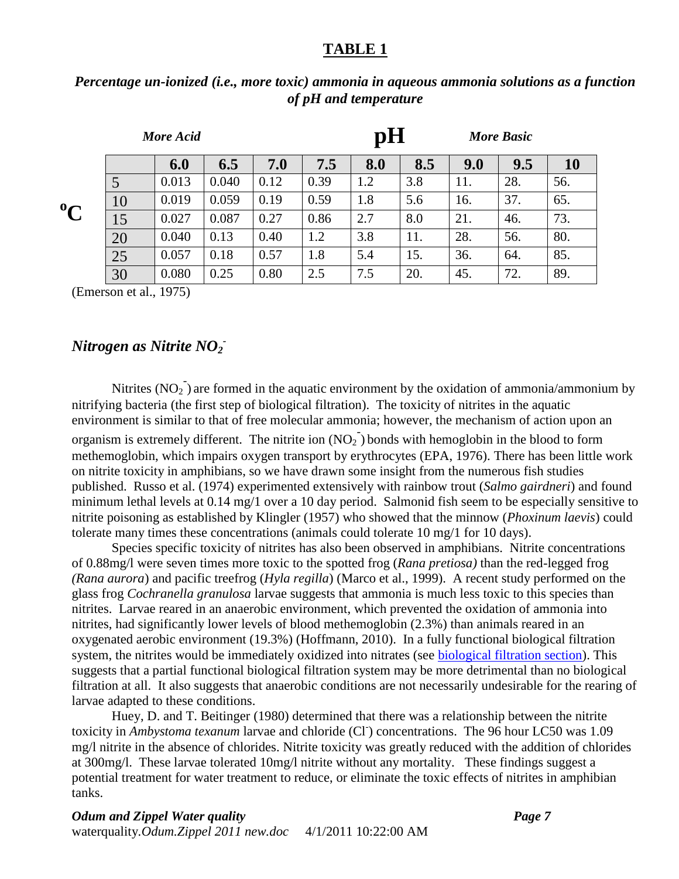## TABLE 1

***Percentage un-ionized (i.e., more toxic) ammonia in aqueous ammonia solutions as a function of pH and temperature***

| °C | pH 6.0 (More Acid) | 6.5 | 7.0 | 7.5 | 8.0 | 8.5 | 9.0 | 9.5 | 10 (More Basic) |
|---|---|---|---|---|---|---|---|---|---|
| 5 | 0.013 | 0.040 | 0.12 | 0.39 | 1.2 | 3.8 | 11. | 28. | 56. |
| 10 | 0.019 | 0.059 | 0.19 | 0.59 | 1.8 | 5.6 | 16. | 37. | 65. |
| 15 | 0.027 | 0.087 | 0.27 | 0.86 | 2.7 | 8.0 | 21. | 46. | 73. |
| 20 | 0.040 | 0.13 | 0.40 | 1.2 | 3.8 | 11. | 28. | 56. | 80. |
| 25 | 0.057 | 0.18 | 0.57 | 1.8 | 5.4 | 15. | 36. | 64. | 85. |
| 30 | 0.080 | 0.25 | 0.80 | 2.5 | 7.5 | 20. | 45. | 72. | 89. |

(Emerson et al., 1975)

### *Nitrogen as Nitrite $NO_2^-$*

Nitrites ($NO_2^-$) are formed in the aquatic environment by the oxidation of ammonia/ammonium by nitrifying bacteria (the first step of biological filtration). The toxicity of nitrites in the aquatic environment is similar to that of free molecular ammonia; however, the mechanism of action upon an organism is extremely different. The nitrite ion ($NO_2^-$) bonds with hemoglobin in the blood to form methemoglobin, which impairs oxygen transport by erythrocytes (EPA, 1976). There has been little work on nitrite toxicity in amphibians, so we have drawn some insight from the numerous fish studies published. Russo et al. (1974) experimented extensively with rainbow trout (*Salmo gairdneri*) and found minimum lethal levels at 0.14 mg/1 over a 10 day period. Salmonid fish seem to be especially sensitive to nitrite poisoning as established by Klingler (1957) who showed that the minnow (*Phoxinum laevis*) could tolerate many times these concentrations (animals could tolerate 10 mg/1 for 10 days).

Species specific toxicity of nitrites has also been observed in amphibians. Nitrite concentrations of 0.88mg/l were seven times more toxic to the spotted frog (*Rana pretiosa)* than the red-legged frog *(Rana aurora*) and pacific treefrog (*Hyla regilla*) (Marco et al., 1999). A recent study performed on the glass frog *Cochranella granulosa* larvae suggests that ammonia is much less toxic to this species than nitrites. Larvae reared in an anaerobic environment, which prevented the oxidation of ammonia into nitrites, had significantly lower levels of blood methemoglobin (2.3%) than animals reared in an oxygenated aerobic environment (19.3%) (Hoffmann, 2010). In a fully functional biological filtration system, the nitrites would be immediately oxidized into nitrates (see biological filtration section). This suggests that a partial functional biological filtration system may be more detrimental than no biological filtration at all. It also suggests that anaerobic conditions are not necessarily undesirable for the rearing of larvae adapted to these conditions.

Huey, D. and T. Beitinger (1980) determined that there was a relationship between the nitrite toxicity in *Ambystoma texanum* larvae and chloride ($Cl^-$) concentrations. The 96 hour LC50 was 1.09 mg/l nitrite in the absence of chlorides. Nitrite toxicity was greatly reduced with the addition of chlorides at 300mg/l. These larvae tolerated 10mg/l nitrite without any mortality. These findings suggest a potential treatment for water treatment to reduce, or eliminate the toxic effects of nitrites in amphibian tanks.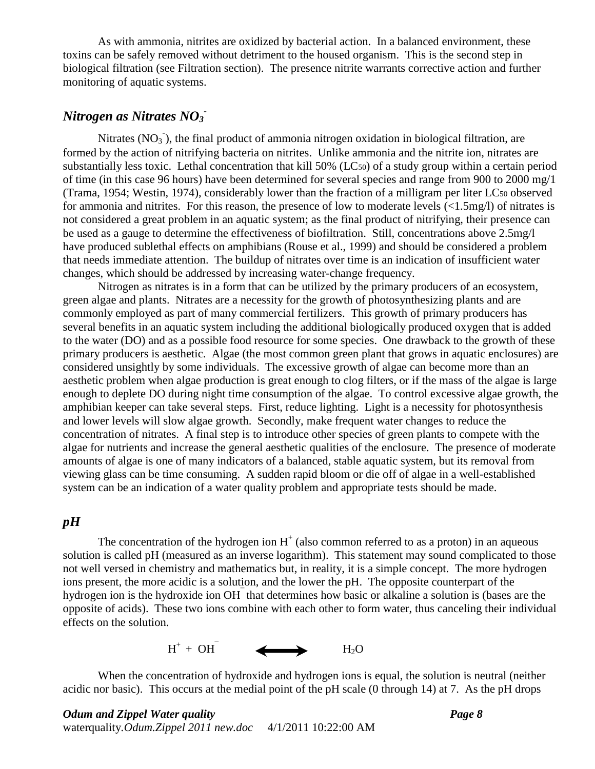As with ammonia, nitrites are oxidized by bacterial action. In a balanced environment, these toxins can be safely removed without detriment to the housed organism. This is the second step in biological filtration (see Filtration section). The presence nitrite warrants corrective action and further monitoring of aquatic systems.

## *Nitrogen as Nitrates $NO_3^-$*

Nitrates ($NO_3^-$), the final product of ammonia nitrogen oxidation in biological filtration, are formed by the action of nitrifying bacteria on nitrites. Unlike ammonia and the nitrite ion, nitrates are substantially less toxic. Lethal concentration that kill 50% ($LC_{50}$) of a study group within a certain period of time (in this case 96 hours) have been determined for several species and range from 900 to 2000 mg/1 (Trama, 1954; Westin, 1974), considerably lower than the fraction of a milligram per liter $LC_{50}$ observed for ammonia and nitrites. For this reason, the presence of low to moderate levels (<1.5mg/l) of nitrates is not considered a great problem in an aquatic system; as the final product of nitrifying, their presence can be used as a gauge to determine the effectiveness of biofiltration. Still, concentrations above 2.5mg/l have produced sublethal effects on amphibians (Rouse et al., 1999) and should be considered a problem that needs immediate attention. The buildup of nitrates over time is an indication of insufficient water changes, which should be addressed by increasing water-change frequency.

Nitrogen as nitrates is in a form that can be utilized by the primary producers of an ecosystem, green algae and plants. Nitrates are a necessity for the growth of photosynthesizing plants and are commonly employed as part of many commercial fertilizers. This growth of primary producers has several benefits in an aquatic system including the additional biologically produced oxygen that is added to the water (DO) and as a possible food resource for some species. One drawback to the growth of these primary producers is aesthetic. Algae (the most common green plant that grows in aquatic enclosures) are considered unsightly by some individuals. The excessive growth of algae can become more than an aesthetic problem when algae production is great enough to clog filters, or if the mass of the algae is large enough to deplete DO during night time consumption of the algae. To control excessive algae growth, the amphibian keeper can take several steps. First, reduce lighting. Light is a necessity for photosynthesis and lower levels will slow algae growth. Secondly, make frequent water changes to reduce the concentration of nitrates. A final step is to introduce other species of green plants to compete with the algae for nutrients and increase the general aesthetic qualities of the enclosure. The presence of moderate amounts of algae is one of many indicators of a balanced, stable aquatic system, but its removal from viewing glass can be time consuming. A sudden rapid bloom or die off of algae in a well-established system can be an indication of a water quality problem and appropriate tests should be made.

## *pH*

The concentration of the hydrogen ion $H^+$ (also common referred to as a proton) in an aqueous solution is called pH (measured as an inverse logarithm). This statement may sound complicated to those not well versed in chemistry and mathematics but, in reality, it is a simple concept. The more hydrogen ions present, the more acidic is a solution, and the lower the pH. The opposite counterpart of the hydrogen ion is the hydroxide ion $OH^-$ that determines how basic or alkaline a solution is (bases are the opposite of acids). These two ions combine with each other to form water, thus canceling their individual effects on the solution.

$$H^+ + OH^- \longleftrightarrow H_2O$$

When the concentration of hydroxide and hydrogen ions is equal, the solution is neutral (neither acidic nor basic). This occurs at the medial point of the pH scale (0 through 14) at 7. As the pH drops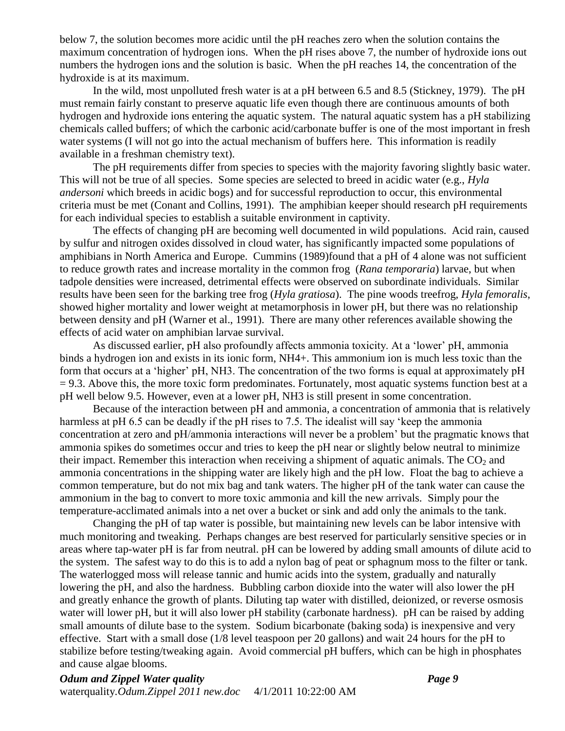below 7, the solution becomes more acidic until the pH reaches zero when the solution contains the maximum concentration of hydrogen ions. When the pH rises above 7, the number of hydroxide ions out numbers the hydrogen ions and the solution is basic. When the pH reaches 14, the concentration of the hydroxide is at its maximum.

In the wild, most unpolluted fresh water is at a pH between 6.5 and 8.5 (Stickney, 1979). The pH must remain fairly constant to preserve aquatic life even though there are continuous amounts of both hydrogen and hydroxide ions entering the aquatic system. The natural aquatic system has a pH stabilizing chemicals called buffers; of which the carbonic acid/carbonate buffer is one of the most important in fresh water systems (I will not go into the actual mechanism of buffers here. This information is readily available in a freshman chemistry text).

The pH requirements differ from species to species with the majority favoring slightly basic water. This will not be true of all species. Some species are selected to breed in acidic water (e.g., *Hyla andersoni* which breeds in acidic bogs) and for successful reproduction to occur, this environmental criteria must be met (Conant and Collins, 1991). The amphibian keeper should research pH requirements for each individual species to establish a suitable environment in captivity.

The effects of changing pH are becoming well documented in wild populations. Acid rain, caused by sulfur and nitrogen oxides dissolved in cloud water, has significantly impacted some populations of amphibians in North America and Europe. Cummins (1989)found that a pH of 4 alone was not sufficient to reduce growth rates and increase mortality in the common frog (*Rana temporaria*) larvae, but when tadpole densities were increased, detrimental effects were observed on subordinate individuals. Similar results have been seen for the barking tree frog (*Hyla gratiosa*). The pine woods treefrog, *Hyla femoralis*, showed higher mortality and lower weight at metamorphosis in lower pH, but there was no relationship between density and pH (Warner et al., 1991). There are many other references available showing the effects of acid water on amphibian larvae survival.

As discussed earlier, pH also profoundly affects ammonia toxicity. At a 'lower' pH, ammonia binds a hydrogen ion and exists in its ionic form, $NH_4^+$. This ammonium ion is much less toxic than the form that occurs at a 'higher' pH, $NH_3$. The concentration of the two forms is equal at approximately pH = 9.3. Above this, the more toxic form predominates. Fortunately, most aquatic systems function best at a pH well below 9.5. However, even at a lower pH, $NH_3$ is still present in some concentration.

Because of the interaction between pH and ammonia, a concentration of ammonia that is relatively harmless at pH 6.5 can be deadly if the pH rises to 7.5. The idealist will say 'keep the ammonia concentration at zero and pH/ammonia interactions will never be a problem' but the pragmatic knows that ammonia spikes do sometimes occur and tries to keep the pH near or slightly below neutral to minimize their impact. Remember this interaction when receiving a shipment of aquatic animals. The $CO_2$ and ammonia concentrations in the shipping water are likely high and the pH low. Float the bag to achieve a common temperature, but do not mix bag and tank waters. The higher pH of the tank water can cause the ammonium in the bag to convert to more toxic ammonia and kill the new arrivals. Simply pour the temperature-acclimated animals into a net over a bucket or sink and add only the animals to the tank.

Changing the pH of tap water is possible, but maintaining new levels can be labor intensive with much monitoring and tweaking. Perhaps changes are best reserved for particularly sensitive species or in areas where tap-water pH is far from neutral. pH can be lowered by adding small amounts of dilute acid to the system. The safest way to do this is to add a nylon bag of peat or sphagnum moss to the filter or tank. The waterlogged moss will release tannic and humic acids into the system, gradually and naturally lowering the pH, and also the hardness. Bubbling carbon dioxide into the water will also lower the pH and greatly enhance the growth of plants. Diluting tap water with distilled, deionized, or reverse osmosis water will lower pH, but it will also lower pH stability (carbonate hardness). pH can be raised by adding small amounts of dilute base to the system. Sodium bicarbonate (baking soda) is inexpensive and very effective. Start with a small dose (1/8 level teaspoon per 20 gallons) and wait 24 hours for the pH to stabilize before testing/tweaking again. Avoid commercial pH buffers, which can be high in phosphates and cause algae blooms.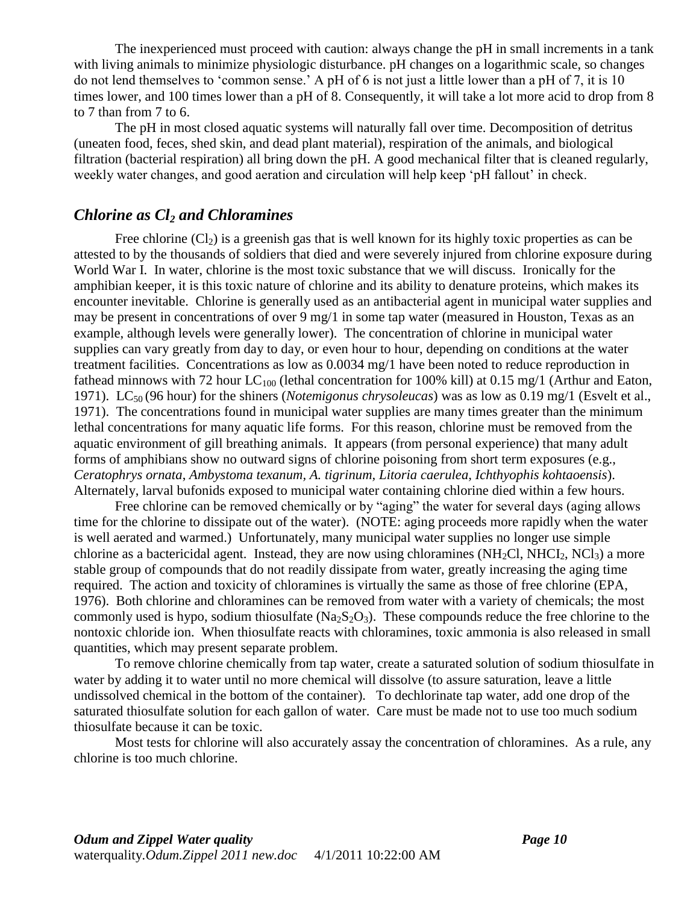The inexperienced must proceed with caution: always change the pH in small increments in a tank with living animals to minimize physiologic disturbance. pH changes on a logarithmic scale, so changes do not lend themselves to 'common sense.' A pH of 6 is not just a little lower than a pH of 7, it is 10 times lower, and 100 times lower than a pH of 8. Consequently, it will take a lot more acid to drop from 8 to 7 than from 7 to 6.

The pH in most closed aquatic systems will naturally fall over time. Decomposition of detritus (uneaten food, feces, shed skin, and dead plant material), respiration of the animals, and biological filtration (bacterial respiration) all bring down the pH. A good mechanical filter that is cleaned regularly, weekly water changes, and good aeration and circulation will help keep 'pH fallout' in check.

## *Chlorine as $Cl_2$ and Chloramines*

Free chlorine ($Cl_2$) is a greenish gas that is well known for its highly toxic properties as can be attested to by the thousands of soldiers that died and were severely injured from chlorine exposure during World War I. In water, chlorine is the most toxic substance that we will discuss. Ironically for the amphibian keeper, it is this toxic nature of chlorine and its ability to denature proteins, which makes its encounter inevitable. Chlorine is generally used as an antibacterial agent in municipal water supplies and may be present in concentrations of over 9 mg/1 in some tap water (measured in Houston, Texas as an example, although levels were generally lower). The concentration of chlorine in municipal water supplies can vary greatly from day to day, or even hour to hour, depending on conditions at the water treatment facilities. Concentrations as low as 0.0034 mg/1 have been noted to reduce reproduction in fathead minnows with 72 hour $LC_{100}$ (lethal concentration for 100% kill) at 0.15 mg/1 (Arthur and Eaton, 1971). $LC_{50}$ (96 hour) for the shiners (*Notemigonus chrysoleucas*) was as low as 0.19 mg/1 (Esvelt et al., 1971). The concentrations found in municipal water supplies are many times greater than the minimum lethal concentrations for many aquatic life forms. For this reason, chlorine must be removed from the aquatic environment of gill breathing animals. It appears (from personal experience) that many adult forms of amphibians show no outward signs of chlorine poisoning from short term exposures (e.g., *Ceratophrys ornata*, *Ambystoma texanum*, *A. tigrinum*, *Litoria caerulea*, *Ichthyophis kohtaoensis*). Alternately, larval bufonids exposed to municipal water containing chlorine died within a few hours.

Free chlorine can be removed chemically or by "aging" the water for several days (aging allows time for the chlorine to dissipate out of the water). (NOTE: aging proceeds more rapidly when the water is well aerated and warmed.) Unfortunately, many municipal water supplies no longer use simple chlorine as a bactericidal agent. Instead, they are now using chloramines ($NH_2Cl$, $NHCl_2$, $NCl_3$) a more stable group of compounds that do not readily dissipate from water, greatly increasing the aging time required. The action and toxicity of chloramines is virtually the same as those of free chlorine (EPA, 1976). Both chlorine and chloramines can be removed from water with a variety of chemicals; the most commonly used is hypo, sodium thiosulfate ($Na_2S_2O_3$). These compounds reduce the free chlorine to the nontoxic chloride ion. When thiosulfate reacts with chloramines, toxic ammonia is also released in small quantities, which may present separate problem.

To remove chlorine chemically from tap water, create a saturated solution of sodium thiosulfate in water by adding it to water until no more chemical will dissolve (to assure saturation, leave a little undissolved chemical in the bottom of the container). To dechlorinate tap water, add one drop of the saturated thiosulfate solution for each gallon of water. Care must be made not to use too much sodium thiosulfate because it can be toxic.

Most tests for chlorine will also accurately assay the concentration of chloramines. As a rule, any chlorine is too much chlorine.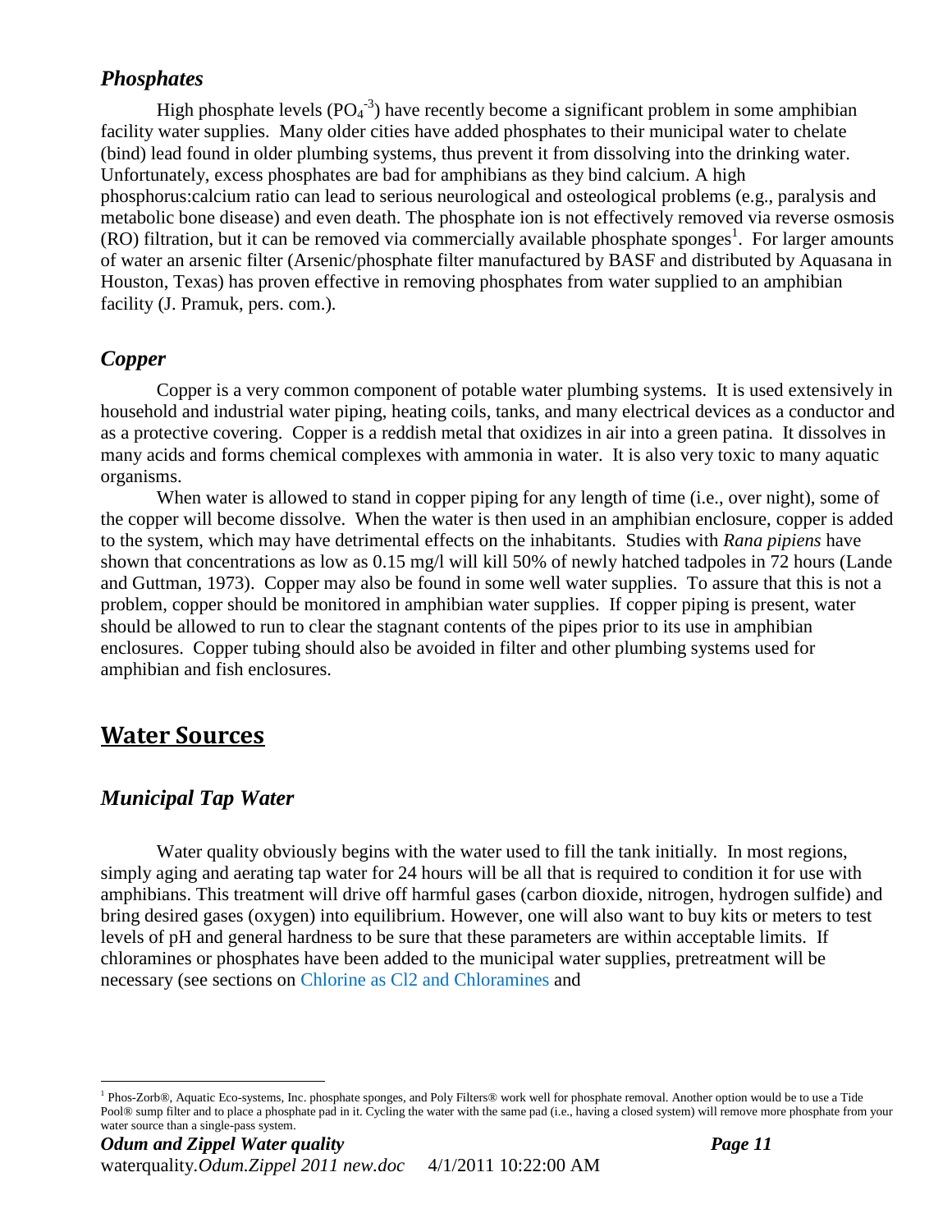### *Phosphates*

High phosphate levels ($PO_4^{-3}$) have recently become a significant problem in some amphibian facility water supplies. Many older cities have added phosphates to their municipal water to chelate (bind) lead found in older plumbing systems, thus prevent it from dissolving into the drinking water. Unfortunately, excess phosphates are bad for amphibians as they bind calcium. A high phosphorus:calcium ratio can lead to serious neurological and osteological problems (e.g., paralysis and metabolic bone disease) and even death. The phosphate ion is not effectively removed via reverse osmosis (RO) filtration, but it can be removed via commercially available phosphate sponges[1]. For larger amounts of water an arsenic filter (Arsenic/phosphate filter manufactured by BASF and distributed by Aquasana in Houston, Texas) has proven effective in removing phosphates from water supplied to an amphibian facility (J. Pramuk, pers. com.).

### *Copper*

Copper is a very common component of potable water plumbing systems. It is used extensively in household and industrial water piping, heating coils, tanks, and many electrical devices as a conductor and as a protective covering. Copper is a reddish metal that oxidizes in air into a green patina. It dissolves in many acids and forms chemical complexes with ammonia in water. It is also very toxic to many aquatic organisms.

When water is allowed to stand in copper piping for any length of time (i.e., over night), some of the copper will become dissolve. When the water is then used in an amphibian enclosure, copper is added to the system, which may have detrimental effects on the inhabitants. Studies with *Rana pipiens* have shown that concentrations as low as 0.15 mg/l will kill 50% of newly hatched tadpoles in 72 hours (Lande and Guttman, 1973). Copper may also be found in some well water supplies. To assure that this is not a problem, copper should be monitored in amphibian water supplies. If copper piping is present, water should be allowed to run to clear the stagnant contents of the pipes prior to its use in amphibian enclosures. Copper tubing should also be avoided in filter and other plumbing systems used for amphibian and fish enclosures.

## Water Sources

### *Municipal Tap Water*

Water quality obviously begins with the water used to fill the tank initially. In most regions, simply aging and aerating tap water for 24 hours will be all that is required to condition it for use with amphibians. This treatment will drive off harmful gases (carbon dioxide, nitrogen, hydrogen sulfide) and bring desired gases (oxygen) into equilibrium. However, one will also want to buy kits or meters to test levels of pH and general hardness to be sure that these parameters are within acceptable limits. If chloramines or phosphates have been added to the municipal water supplies, pretreatment will be necessary (see sections on Chlorine as Cl2 and Chloramines and

[1] Phos-Zorb®, Aquatic Eco-systems, Inc. phosphate sponges, and Poly Filters® work well for phosphate removal. Another option would be to use a Tide Pool® sump filter and to place a phosphate pad in it. Cycling the water with the same pad (i.e., having a closed system) will remove more phosphate from your water source than a single-pass system.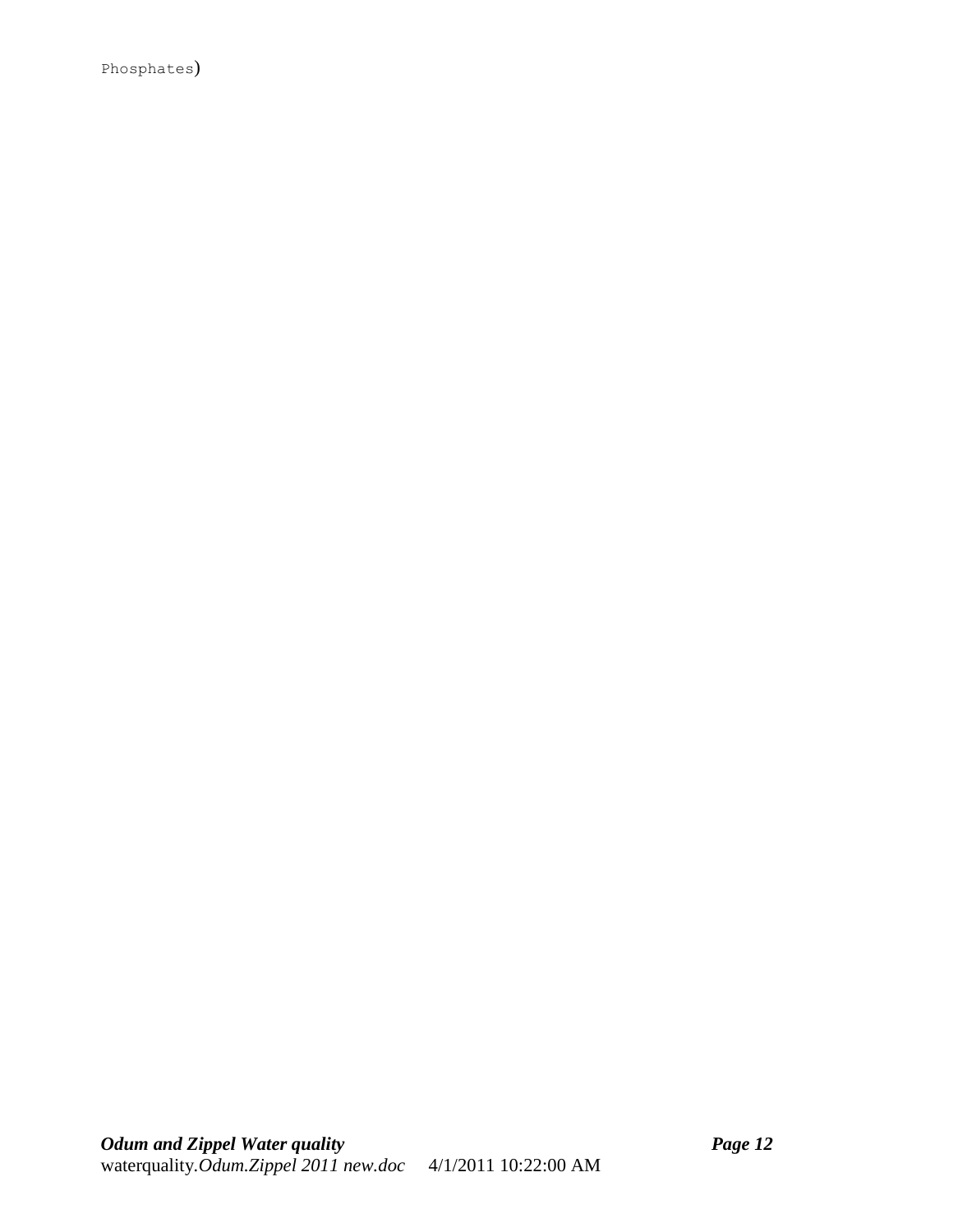Phosphates)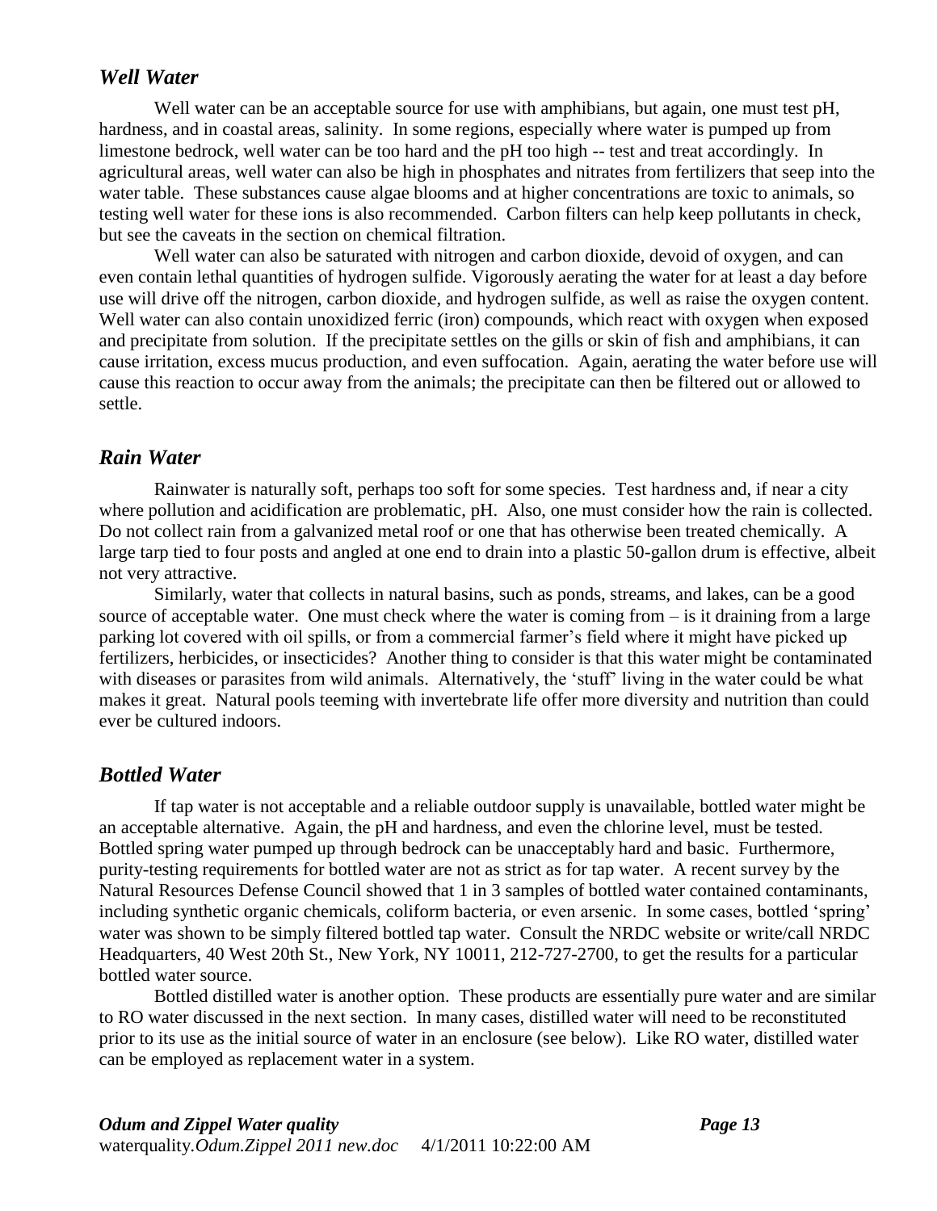### *Well Water*

Well water can be an acceptable source for use with amphibians, but again, one must test pH, hardness, and in coastal areas, salinity. In some regions, especially where water is pumped up from limestone bedrock, well water can be too hard and the pH too high -- test and treat accordingly. In agricultural areas, well water can also be high in phosphates and nitrates from fertilizers that seep into the water table. These substances cause algae blooms and at higher concentrations are toxic to animals, so testing well water for these ions is also recommended. Carbon filters can help keep pollutants in check, but see the caveats in the section on chemical filtration.

Well water can also be saturated with nitrogen and carbon dioxide, devoid of oxygen, and can even contain lethal quantities of hydrogen sulfide. Vigorously aerating the water for at least a day before use will drive off the nitrogen, carbon dioxide, and hydrogen sulfide, as well as raise the oxygen content. Well water can also contain unoxidized ferric (iron) compounds, which react with oxygen when exposed and precipitate from solution. If the precipitate settles on the gills or skin of fish and amphibians, it can cause irritation, excess mucus production, and even suffocation. Again, aerating the water before use will cause this reaction to occur away from the animals; the precipitate can then be filtered out or allowed to settle.

### *Rain Water*

Rainwater is naturally soft, perhaps too soft for some species. Test hardness and, if near a city where pollution and acidification are problematic, pH. Also, one must consider how the rain is collected. Do not collect rain from a galvanized metal roof or one that has otherwise been treated chemically. A large tarp tied to four posts and angled at one end to drain into a plastic 50-gallon drum is effective, albeit not very attractive.

Similarly, water that collects in natural basins, such as ponds, streams, and lakes, can be a good source of acceptable water. One must check where the water is coming from – is it draining from a large parking lot covered with oil spills, or from a commercial farmer's field where it might have picked up fertilizers, herbicides, or insecticides? Another thing to consider is that this water might be contaminated with diseases or parasites from wild animals. Alternatively, the 'stuff' living in the water could be what makes it great. Natural pools teeming with invertebrate life offer more diversity and nutrition than could ever be cultured indoors.

### *Bottled Water*

If tap water is not acceptable and a reliable outdoor supply is unavailable, bottled water might be an acceptable alternative. Again, the pH and hardness, and even the chlorine level, must be tested. Bottled spring water pumped up through bedrock can be unacceptably hard and basic. Furthermore, purity-testing requirements for bottled water are not as strict as for tap water. A recent survey by the Natural Resources Defense Council showed that 1 in 3 samples of bottled water contained contaminants, including synthetic organic chemicals, coliform bacteria, or even arsenic. In some cases, bottled 'spring' water was shown to be simply filtered bottled tap water. Consult the NRDC website or write/call NRDC Headquarters, 40 West 20th St., New York, NY 10011, 212-727-2700, to get the results for a particular bottled water source.

Bottled distilled water is another option. These products are essentially pure water and are similar to RO water discussed in the next section. In many cases, distilled water will need to be reconstituted prior to its use as the initial source of water in an enclosure (see below). Like RO water, distilled water can be employed as replacement water in a system.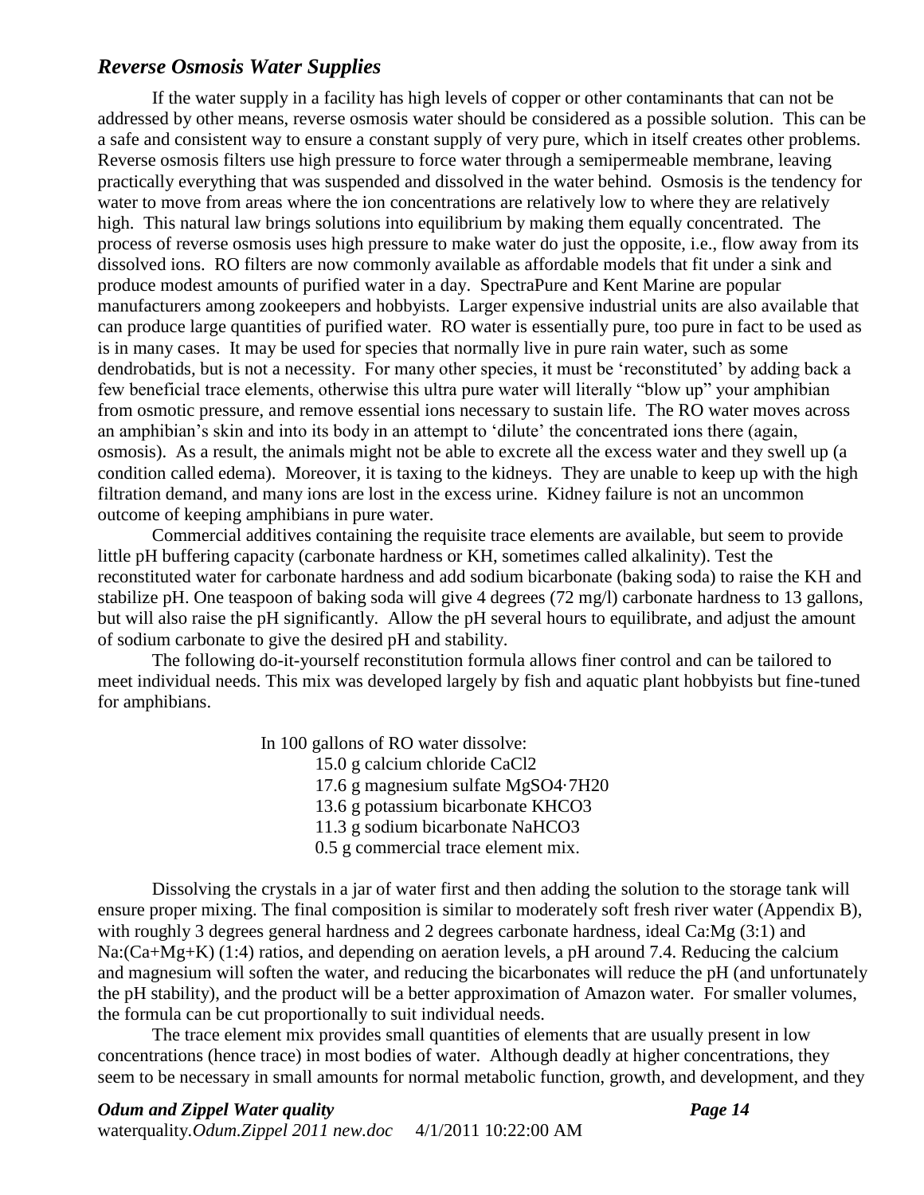## *Reverse Osmosis Water Supplies*

If the water supply in a facility has high levels of copper or other contaminants that can not be addressed by other means, reverse osmosis water should be considered as a possible solution. This can be a safe and consistent way to ensure a constant supply of very pure, which in itself creates other problems. Reverse osmosis filters use high pressure to force water through a semipermeable membrane, leaving practically everything that was suspended and dissolved in the water behind. Osmosis is the tendency for water to move from areas where the ion concentrations are relatively low to where they are relatively high. This natural law brings solutions into equilibrium by making them equally concentrated. The process of reverse osmosis uses high pressure to make water do just the opposite, i.e., flow away from its dissolved ions. RO filters are now commonly available as affordable models that fit under a sink and produce modest amounts of purified water in a day. SpectraPure and Kent Marine are popular manufacturers among zookeepers and hobbyists. Larger expensive industrial units are also available that can produce large quantities of purified water. RO water is essentially pure, too pure in fact to be used as is in many cases. It may be used for species that normally live in pure rain water, such as some dendrobatids, but is not a necessity. For many other species, it must be 'reconstituted' by adding back a few beneficial trace elements, otherwise this ultra pure water will literally "blow up" your amphibian from osmotic pressure, and remove essential ions necessary to sustain life. The RO water moves across an amphibian's skin and into its body in an attempt to 'dilute' the concentrated ions there (again, osmosis). As a result, the animals might not be able to excrete all the excess water and they swell up (a condition called edema). Moreover, it is taxing to the kidneys. They are unable to keep up with the high filtration demand, and many ions are lost in the excess urine. Kidney failure is not an uncommon outcome of keeping amphibians in pure water.

Commercial additives containing the requisite trace elements are available, but seem to provide little pH buffering capacity (carbonate hardness or KH, sometimes called alkalinity). Test the reconstituted water for carbonate hardness and add sodium bicarbonate (baking soda) to raise the KH and stabilize pH. One teaspoon of baking soda will give 4 degrees (72 mg/l) carbonate hardness to 13 gallons, but will also raise the pH significantly. Allow the pH several hours to equilibrate, and adjust the amount of sodium carbonate to give the desired pH and stability.

The following do-it-yourself reconstitution formula allows finer control and can be tailored to meet individual needs. This mix was developed largely by fish and aquatic plant hobbyists but fine-tuned for amphibians.

In 100 gallons of RO water dissolve:

- 15.0 g calcium chloride $CaCl_2$
- 17.6 g magnesium sulfate $MgSO_4{\cdot}7H_2O$
- 13.6 g potassium bicarbonate $KHCO_3$
- 11.3 g sodium bicarbonate $NaHCO_3$
- 0.5 g commercial trace element mix.

Dissolving the crystals in a jar of water first and then adding the solution to the storage tank will ensure proper mixing. The final composition is similar to moderately soft fresh river water (Appendix B), with roughly 3 degrees general hardness and 2 degrees carbonate hardness, ideal Ca:Mg (3:1) and Na:(Ca+Mg+K) (1:4) ratios, and depending on aeration levels, a pH around 7.4. Reducing the calcium and magnesium will soften the water, and reducing the bicarbonates will reduce the pH (and unfortunately the pH stability), and the product will be a better approximation of Amazon water. For smaller volumes, the formula can be cut proportionally to suit individual needs.

The trace element mix provides small quantities of elements that are usually present in low concentrations (hence trace) in most bodies of water. Although deadly at higher concentrations, they seem to be necessary in small amounts for normal metabolic function, growth, and development, and they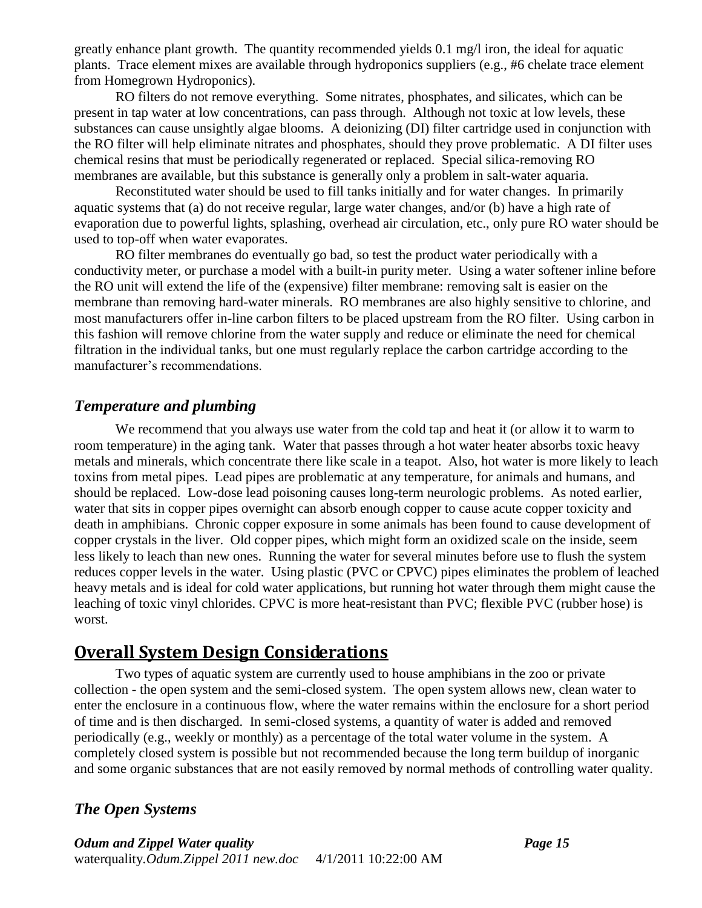greatly enhance plant growth. The quantity recommended yields 0.1 mg/l iron, the ideal for aquatic plants. Trace element mixes are available through hydroponics suppliers (e.g., #6 chelate trace element from Homegrown Hydroponics).

RO filters do not remove everything. Some nitrates, phosphates, and silicates, which can be present in tap water at low concentrations, can pass through. Although not toxic at low levels, these substances can cause unsightly algae blooms. A deionizing (DI) filter cartridge used in conjunction with the RO filter will help eliminate nitrates and phosphates, should they prove problematic. A DI filter uses chemical resins that must be periodically regenerated or replaced. Special silica-removing RO membranes are available, but this substance is generally only a problem in salt-water aquaria.

Reconstituted water should be used to fill tanks initially and for water changes. In primarily aquatic systems that (a) do not receive regular, large water changes, and/or (b) have a high rate of evaporation due to powerful lights, splashing, overhead air circulation, etc., only pure RO water should be used to top-off when water evaporates.

RO filter membranes do eventually go bad, so test the product water periodically with a conductivity meter, or purchase a model with a built-in purity meter. Using a water softener inline before the RO unit will extend the life of the (expensive) filter membrane: removing salt is easier on the membrane than removing hard-water minerals. RO membranes are also highly sensitive to chlorine, and most manufacturers offer in-line carbon filters to be placed upstream from the RO filter. Using carbon in this fashion will remove chlorine from the water supply and reduce or eliminate the need for chemical filtration in the individual tanks, but one must regularly replace the carbon cartridge according to the manufacturer's recommendations.

### *Temperature and plumbing*

We recommend that you always use water from the cold tap and heat it (or allow it to warm to room temperature) in the aging tank. Water that passes through a hot water heater absorbs toxic heavy metals and minerals, which concentrate there like scale in a teapot. Also, hot water is more likely to leach toxins from metal pipes. Lead pipes are problematic at any temperature, for animals and humans, and should be replaced. Low-dose lead poisoning causes long-term neurologic problems. As noted earlier, water that sits in copper pipes overnight can absorb enough copper to cause acute copper toxicity and death in amphibians. Chronic copper exposure in some animals has been found to cause development of copper crystals in the liver. Old copper pipes, which might form an oxidized scale on the inside, seem less likely to leach than new ones. Running the water for several minutes before use to flush the system reduces copper levels in the water. Using plastic (PVC or CPVC) pipes eliminates the problem of leached heavy metals and is ideal for cold water applications, but running hot water through them might cause the leaching of toxic vinyl chlorides. CPVC is more heat-resistant than PVC; flexible PVC (rubber hose) is worst.

## Overall System Design Considerations

Two types of aquatic system are currently used to house amphibians in the zoo or private collection - the open system and the semi-closed system. The open system allows new, clean water to enter the enclosure in a continuous flow, where the water remains within the enclosure for a short period of time and is then discharged. In semi-closed systems, a quantity of water is added and removed periodically (e.g., weekly or monthly) as a percentage of the total water volume in the system. A completely closed system is possible but not recommended because the long term buildup of inorganic and some organic substances that are not easily removed by normal methods of controlling water quality.

### *The Open Systems*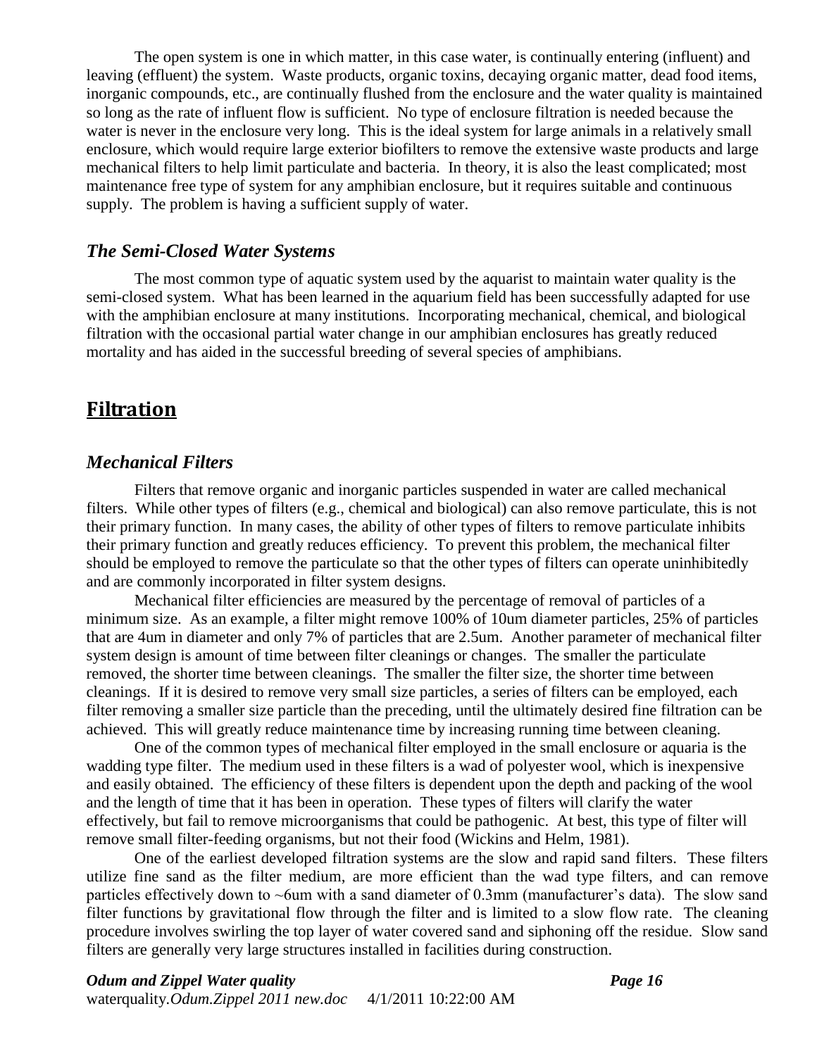The open system is one in which matter, in this case water, is continually entering (influent) and leaving (effluent) the system. Waste products, organic toxins, decaying organic matter, dead food items, inorganic compounds, etc., are continually flushed from the enclosure and the water quality is maintained so long as the rate of influent flow is sufficient. No type of enclosure filtration is needed because the water is never in the enclosure very long. This is the ideal system for large animals in a relatively small enclosure, which would require large exterior biofilters to remove the extensive waste products and large mechanical filters to help limit particulate and bacteria. In theory, it is also the least complicated; most maintenance free type of system for any amphibian enclosure, but it requires suitable and continuous supply. The problem is having a sufficient supply of water.

### *The Semi-Closed Water Systems*

The most common type of aquatic system used by the aquarist to maintain water quality is the semi-closed system. What has been learned in the aquarium field has been successfully adapted for use with the amphibian enclosure at many institutions. Incorporating mechanical, chemical, and biological filtration with the occasional partial water change in our amphibian enclosures has greatly reduced mortality and has aided in the successful breeding of several species of amphibians.

## Filtration

### *Mechanical Filters*

Filters that remove organic and inorganic particles suspended in water are called mechanical filters. While other types of filters (e.g., chemical and biological) can also remove particulate, this is not their primary function. In many cases, the ability of other types of filters to remove particulate inhibits their primary function and greatly reduces efficiency. To prevent this problem, the mechanical filter should be employed to remove the particulate so that the other types of filters can operate uninhibitedly and are commonly incorporated in filter system designs.

Mechanical filter efficiencies are measured by the percentage of removal of particles of a minimum size. As an example, a filter might remove 100% of 10um diameter particles, 25% of particles that are 4um in diameter and only 7% of particles that are 2.5um. Another parameter of mechanical filter system design is amount of time between filter cleanings or changes. The smaller the particulate removed, the shorter time between cleanings. The smaller the filter size, the shorter time between cleanings. If it is desired to remove very small size particles, a series of filters can be employed, each filter removing a smaller size particle than the preceding, until the ultimately desired fine filtration can be achieved. This will greatly reduce maintenance time by increasing running time between cleaning.

One of the common types of mechanical filter employed in the small enclosure or aquaria is the wadding type filter. The medium used in these filters is a wad of polyester wool, which is inexpensive and easily obtained. The efficiency of these filters is dependent upon the depth and packing of the wool and the length of time that it has been in operation. These types of filters will clarify the water effectively, but fail to remove microorganisms that could be pathogenic. At best, this type of filter will remove small filter-feeding organisms, but not their food (Wickins and Helm, 1981).

One of the earliest developed filtration systems are the slow and rapid sand filters. These filters utilize fine sand as the filter medium, are more efficient than the wad type filters, and can remove particles effectively down to ~6um with a sand diameter of 0.3mm (manufacturer's data). The slow sand filter functions by gravitational flow through the filter and is limited to a slow flow rate. The cleaning procedure involves swirling the top layer of water covered sand and siphoning off the residue. Slow sand filters are generally very large structures installed in facilities during construction.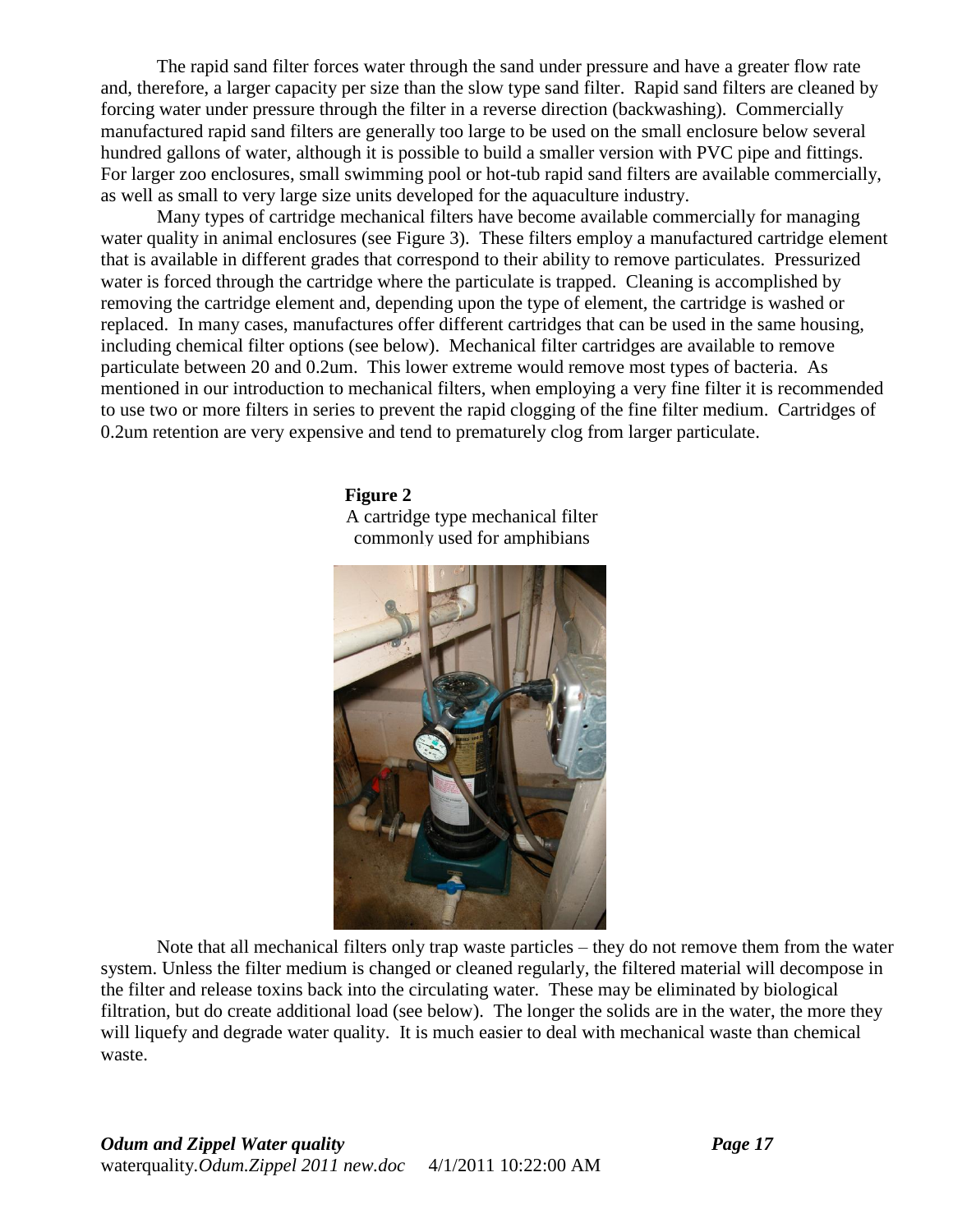The rapid sand filter forces water through the sand under pressure and have a greater flow rate and, therefore, a larger capacity per size than the slow type sand filter. Rapid sand filters are cleaned by forcing water under pressure through the filter in a reverse direction (backwashing). Commercially manufactured rapid sand filters are generally too large to be used on the small enclosure below several hundred gallons of water, although it is possible to build a smaller version with PVC pipe and fittings. For larger zoo enclosures, small swimming pool or hot-tub rapid sand filters are available commercially, as well as small to very large size units developed for the aquaculture industry.

Many types of cartridge mechanical filters have become available commercially for managing water quality in animal enclosures (see Figure 3). These filters employ a manufactured cartridge element that is available in different grades that correspond to their ability to remove particulates. Pressurized water is forced through the cartridge where the particulate is trapped. Cleaning is accomplished by removing the cartridge element and, depending upon the type of element, the cartridge is washed or replaced. In many cases, manufactures offer different cartridges that can be used in the same housing, including chemical filter options (see below). Mechanical filter cartridges are available to remove particulate between 20 and 0.2um. This lower extreme would remove most types of bacteria. As mentioned in our introduction to mechanical filters, when employing a very fine filter it is recommended to use two or more filters in series to prevent the rapid clogging of the fine filter medium. Cartridges of 0.2um retention are very expensive and tend to prematurely clog from larger particulate.

**Figure 2**
A cartridge type mechanical filter commonly used for amphibians

Note that all mechanical filters only trap waste particles – they do not remove them from the water system. Unless the filter medium is changed or cleaned regularly, the filtered material will decompose in the filter and release toxins back into the circulating water. These may be eliminated by biological filtration, but do create additional load (see below). The longer the solids are in the water, the more they will liquefy and degrade water quality. It is much easier to deal with mechanical waste than chemical waste.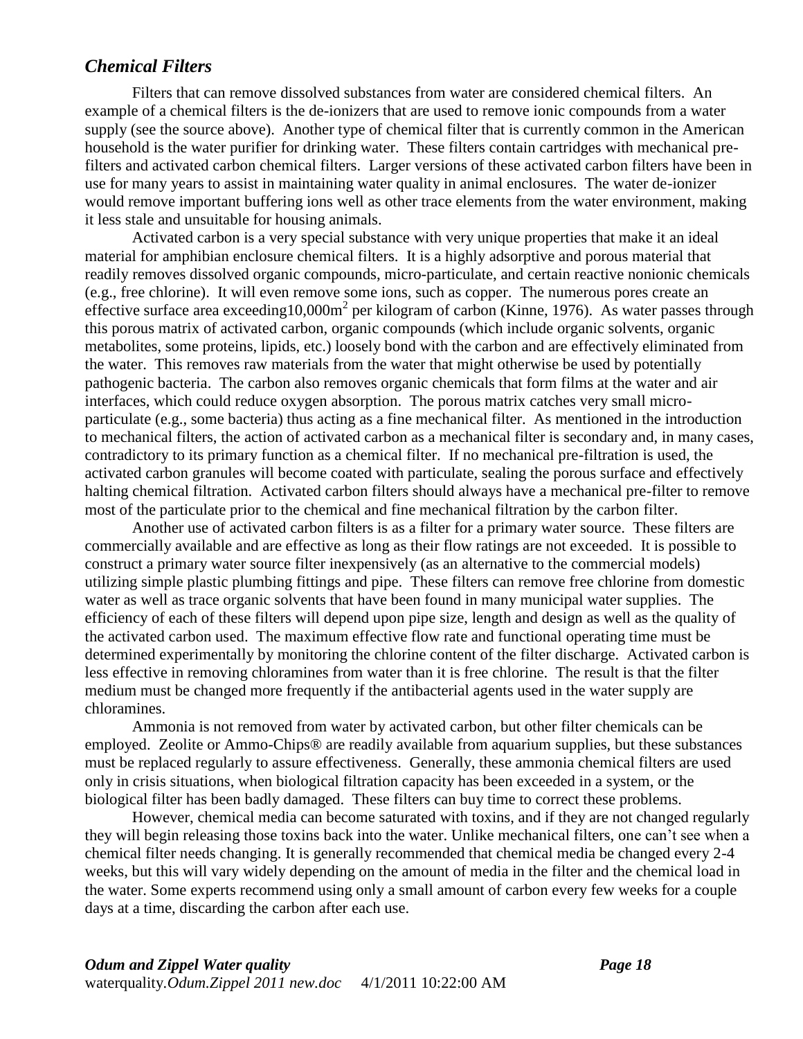## *Chemical Filters*

Filters that can remove dissolved substances from water are considered chemical filters. An example of a chemical filters is the de-ionizers that are used to remove ionic compounds from a water supply (see the source above). Another type of chemical filter that is currently common in the American household is the water purifier for drinking water. These filters contain cartridges with mechanical pre-filters and activated carbon chemical filters. Larger versions of these activated carbon filters have been in use for many years to assist in maintaining water quality in animal enclosures. The water de-ionizer would remove important buffering ions well as other trace elements from the water environment, making it less stale and unsuitable for housing animals.

Activated carbon is a very special substance with very unique properties that make it an ideal material for amphibian enclosure chemical filters. It is a highly adsorptive and porous material that readily removes dissolved organic compounds, micro-particulate, and certain reactive nonionic chemicals (e.g., free chlorine). It will even remove some ions, such as copper. The numerous pores create an effective surface area exceeding10,000$m^2$ per kilogram of carbon (Kinne, 1976). As water passes through this porous matrix of activated carbon, organic compounds (which include organic solvents, organic metabolites, some proteins, lipids, etc.) loosely bond with the carbon and are effectively eliminated from the water. This removes raw materials from the water that might otherwise be used by potentially pathogenic bacteria. The carbon also removes organic chemicals that form films at the water and air interfaces, which could reduce oxygen absorption. The porous matrix catches very small micro-particulate (e.g., some bacteria) thus acting as a fine mechanical filter. As mentioned in the introduction to mechanical filters, the action of activated carbon as a mechanical filter is secondary and, in many cases, contradictory to its primary function as a chemical filter. If no mechanical pre-filtration is used, the activated carbon granules will become coated with particulate, sealing the porous surface and effectively halting chemical filtration. Activated carbon filters should always have a mechanical pre-filter to remove most of the particulate prior to the chemical and fine mechanical filtration by the carbon filter.

Another use of activated carbon filters is as a filter for a primary water source. These filters are commercially available and are effective as long as their flow ratings are not exceeded. It is possible to construct a primary water source filter inexpensively (as an alternative to the commercial models) utilizing simple plastic plumbing fittings and pipe. These filters can remove free chlorine from domestic water as well as trace organic solvents that have been found in many municipal water supplies. The efficiency of each of these filters will depend upon pipe size, length and design as well as the quality of the activated carbon used. The maximum effective flow rate and functional operating time must be determined experimentally by monitoring the chlorine content of the filter discharge. Activated carbon is less effective in removing chloramines from water than it is free chlorine. The result is that the filter medium must be changed more frequently if the antibacterial agents used in the water supply are chloramines.

Ammonia is not removed from water by activated carbon, but other filter chemicals can be employed. Zeolite or Ammo-Chips® are readily available from aquarium supplies, but these substances must be replaced regularly to assure effectiveness. Generally, these ammonia chemical filters are used only in crisis situations, when biological filtration capacity has been exceeded in a system, or the biological filter has been badly damaged. These filters can buy time to correct these problems.

However, chemical media can become saturated with toxins, and if they are not changed regularly they will begin releasing those toxins back into the water. Unlike mechanical filters, one can't see when a chemical filter needs changing. It is generally recommended that chemical media be changed every 2-4 weeks, but this will vary widely depending on the amount of media in the filter and the chemical load in the water. Some experts recommend using only a small amount of carbon every few weeks for a couple days at a time, discarding the carbon after each use.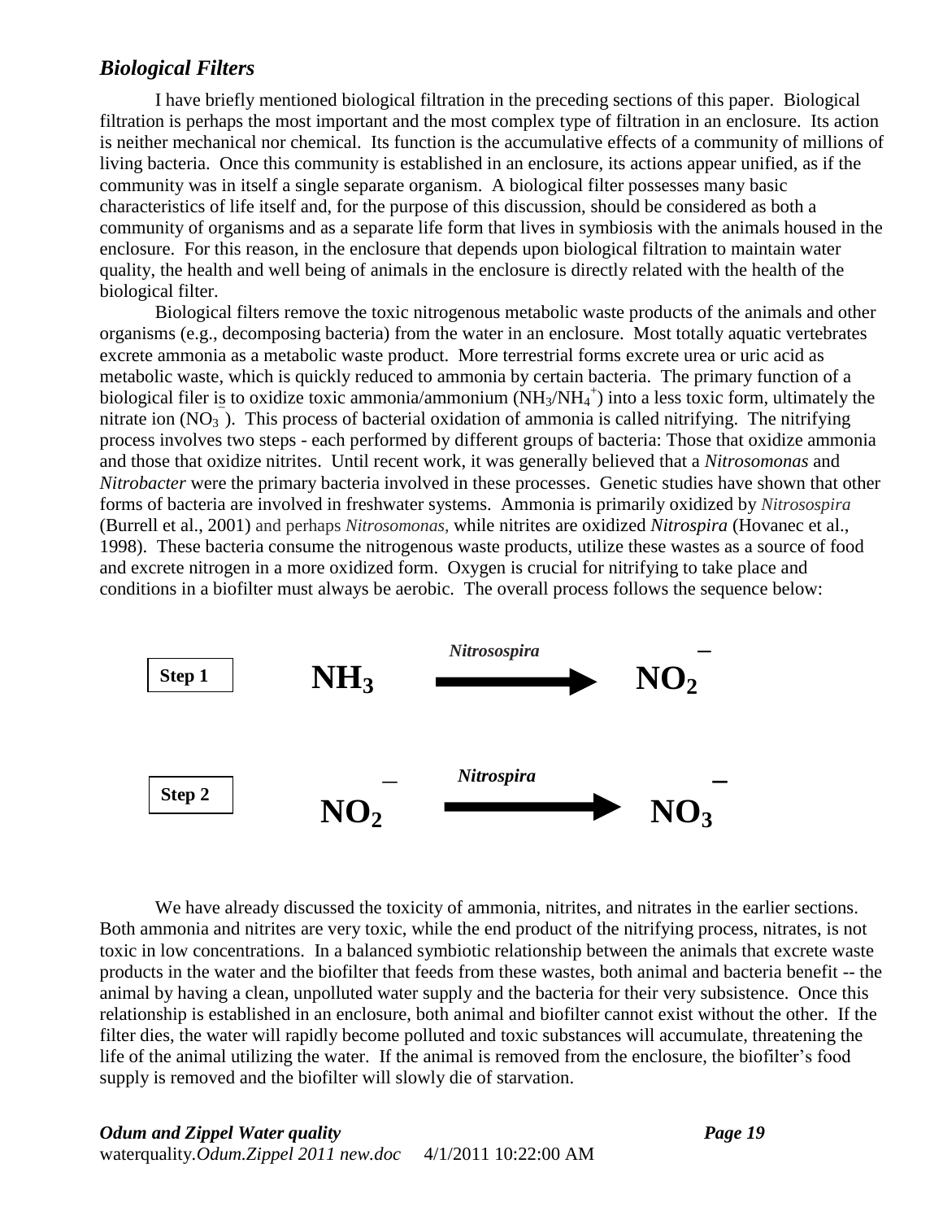## *Biological Filters*

I have briefly mentioned biological filtration in the preceding sections of this paper. Biological filtration is perhaps the most important and the most complex type of filtration in an enclosure. Its action is neither mechanical nor chemical. Its function is the accumulative effects of a community of millions of living bacteria. Once this community is established in an enclosure, its actions appear unified, as if the community was in itself a single separate organism. A biological filter possesses many basic characteristics of life itself and, for the purpose of this discussion, should be considered as both a community of organisms and as a separate life form that lives in symbiosis with the animals housed in the enclosure. For this reason, in the enclosure that depends upon biological filtration to maintain water quality, the health and well being of animals in the enclosure is directly related with the health of the biological filter.

Biological filters remove the toxic nitrogenous metabolic waste products of the animals and other organisms (e.g., decomposing bacteria) from the water in an enclosure. Most totally aquatic vertebrates excrete ammonia as a metabolic waste product. More terrestrial forms excrete urea or uric acid as metabolic waste, which is quickly reduced to ammonia by certain bacteria. The primary function of a biological filer is to oxidize toxic ammonia/ammonium ($NH_3/NH_4^+$) into a less toxic form, ultimately the nitrate ion ($NO_3^-$). This process of bacterial oxidation of ammonia is called nitrifying. The nitrifying process involves two steps - each performed by different groups of bacteria: Those that oxidize ammonia and those that oxidize nitrites. Until recent work, it was generally believed that a *Nitrosomonas* and *Nitrobacter* were the primary bacteria involved in these processes. Genetic studies have shown that other forms of bacteria are involved in freshwater systems. Ammonia is primarily oxidized by *Nitrosospira* (Burrell et al., 2001) and perhaps *Nitrosomonas,* while nitrites are oxidized *Nitrospira* (Hovanec et al., 1998). These bacteria consume the nitrogenous waste products, utilize these wastes as a source of food and excrete nitrogen in a more oxidized form. Oxygen is crucial for nitrifying to take place and conditions in a biofilter must always be aerobic. The overall process follows the sequence below:

**Step 1** $$NH_3 \xrightarrow{\textit{Nitrosospira}} NO_2^-$$

**Step 2** $$NO_2^- \xrightarrow{\textit{Nitrospira}} NO_3^-$$

We have already discussed the toxicity of ammonia, nitrites, and nitrates in the earlier sections. Both ammonia and nitrites are very toxic, while the end product of the nitrifying process, nitrates, is not toxic in low concentrations. In a balanced symbiotic relationship between the animals that excrete waste products in the water and the biofilter that feeds from these wastes, both animal and bacteria benefit -- the animal by having a clean, unpolluted water supply and the bacteria for their very subsistence. Once this relationship is established in an enclosure, both animal and biofilter cannot exist without the other. If the filter dies, the water will rapidly become polluted and toxic substances will accumulate, threatening the life of the animal utilizing the water. If the animal is removed from the enclosure, the biofilter's food supply is removed and the biofilter will slowly die of starvation.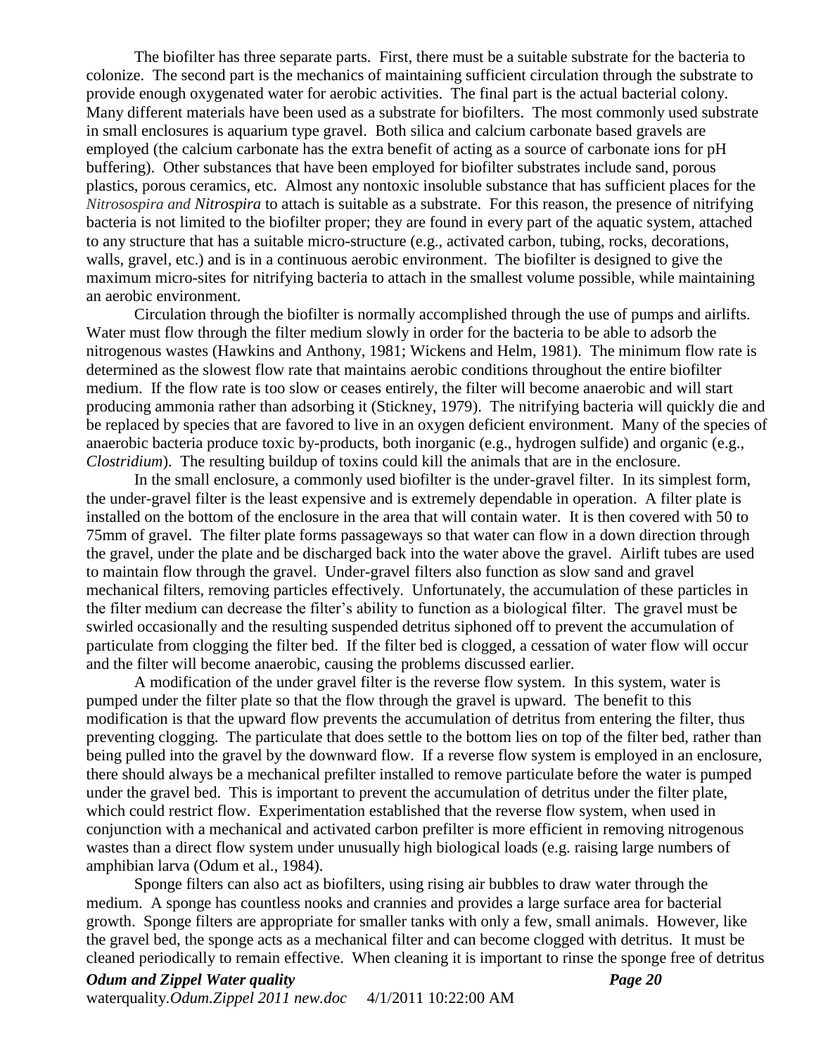The biofilter has three separate parts. First, there must be a suitable substrate for the bacteria to colonize. The second part is the mechanics of maintaining sufficient circulation through the substrate to provide enough oxygenated water for aerobic activities. The final part is the actual bacterial colony. Many different materials have been used as a substrate for biofilters. The most commonly used substrate in small enclosures is aquarium type gravel. Both silica and calcium carbonate based gravels are employed (the calcium carbonate has the extra benefit of acting as a source of carbonate ions for pH buffering). Other substances that have been employed for biofilter substrates include sand, porous plastics, porous ceramics, etc. Almost any nontoxic insoluble substance that has sufficient places for the *Nitrosospira and Nitrospira* to attach is suitable as a substrate. For this reason, the presence of nitrifying bacteria is not limited to the biofilter proper; they are found in every part of the aquatic system, attached to any structure that has a suitable micro-structure (e.g., activated carbon, tubing, rocks, decorations, walls, gravel, etc.) and is in a continuous aerobic environment. The biofilter is designed to give the maximum micro-sites for nitrifying bacteria to attach in the smallest volume possible, while maintaining an aerobic environment.

Circulation through the biofilter is normally accomplished through the use of pumps and airlifts. Water must flow through the filter medium slowly in order for the bacteria to be able to adsorb the nitrogenous wastes (Hawkins and Anthony, 1981; Wickens and Helm, 1981). The minimum flow rate is determined as the slowest flow rate that maintains aerobic conditions throughout the entire biofilter medium. If the flow rate is too slow or ceases entirely, the filter will become anaerobic and will start producing ammonia rather than adsorbing it (Stickney, 1979). The nitrifying bacteria will quickly die and be replaced by species that are favored to live in an oxygen deficient environment. Many of the species of anaerobic bacteria produce toxic by-products, both inorganic (e.g., hydrogen sulfide) and organic (e.g., *Clostridium*). The resulting buildup of toxins could kill the animals that are in the enclosure.

In the small enclosure, a commonly used biofilter is the under-gravel filter. In its simplest form, the under-gravel filter is the least expensive and is extremely dependable in operation. A filter plate is installed on the bottom of the enclosure in the area that will contain water. It is then covered with 50 to 75mm of gravel. The filter plate forms passageways so that water can flow in a down direction through the gravel, under the plate and be discharged back into the water above the gravel. Airlift tubes are used to maintain flow through the gravel. Under-gravel filters also function as slow sand and gravel mechanical filters, removing particles effectively. Unfortunately, the accumulation of these particles in the filter medium can decrease the filter's ability to function as a biological filter. The gravel must be swirled occasionally and the resulting suspended detritus siphoned off to prevent the accumulation of particulate from clogging the filter bed. If the filter bed is clogged, a cessation of water flow will occur and the filter will become anaerobic, causing the problems discussed earlier.

A modification of the under gravel filter is the reverse flow system. In this system, water is pumped under the filter plate so that the flow through the gravel is upward. The benefit to this modification is that the upward flow prevents the accumulation of detritus from entering the filter, thus preventing clogging. The particulate that does settle to the bottom lies on top of the filter bed, rather than being pulled into the gravel by the downward flow. If a reverse flow system is employed in an enclosure, there should always be a mechanical prefilter installed to remove particulate before the water is pumped under the gravel bed. This is important to prevent the accumulation of detritus under the filter plate, which could restrict flow. Experimentation established that the reverse flow system, when used in conjunction with a mechanical and activated carbon prefilter is more efficient in removing nitrogenous wastes than a direct flow system under unusually high biological loads (e.g. raising large numbers of amphibian larva (Odum et al., 1984).

Sponge filters can also act as biofilters, using rising air bubbles to draw water through the medium. A sponge has countless nooks and crannies and provides a large surface area for bacterial growth. Sponge filters are appropriate for smaller tanks with only a few, small animals. However, like the gravel bed, the sponge acts as a mechanical filter and can become clogged with detritus. It must be cleaned periodically to remain effective. When cleaning it is important to rinse the sponge free of detritus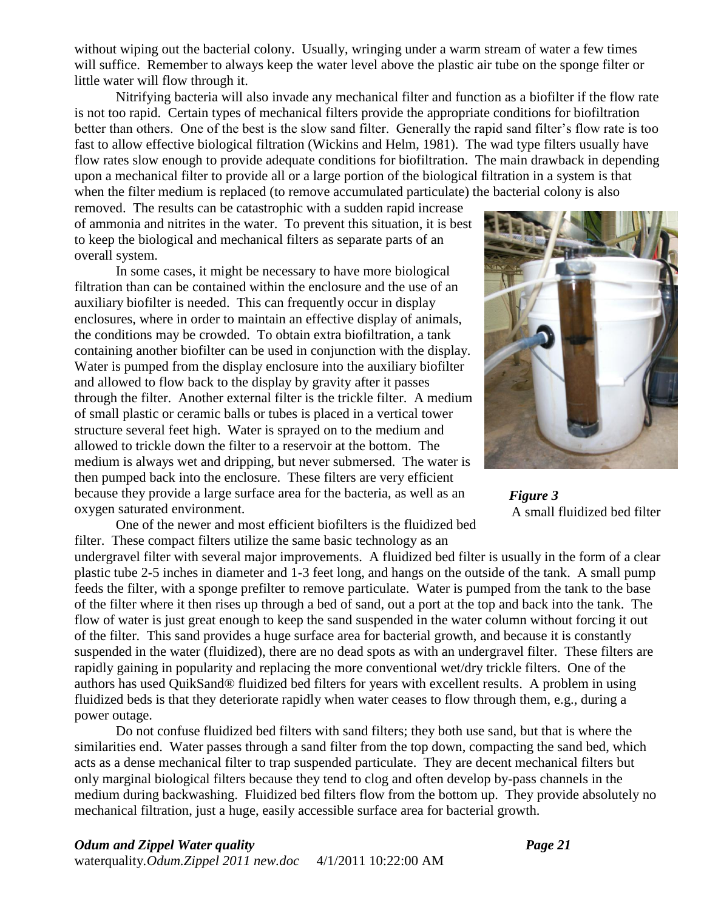without wiping out the bacterial colony. Usually, wringing under a warm stream of water a few times will suffice. Remember to always keep the water level above the plastic air tube on the sponge filter or little water will flow through it.

Nitrifying bacteria will also invade any mechanical filter and function as a biofilter if the flow rate is not too rapid. Certain types of mechanical filters provide the appropriate conditions for biofiltration better than others. One of the best is the slow sand filter. Generally the rapid sand filter's flow rate is too fast to allow effective biological filtration (Wickins and Helm, 1981). The wad type filters usually have flow rates slow enough to provide adequate conditions for biofiltration. The main drawback in depending upon a mechanical filter to provide all or a large portion of the biological filtration in a system is that when the filter medium is replaced (to remove accumulated particulate) the bacterial colony is also removed. The results can be catastrophic with a sudden rapid increase of ammonia and nitrites in the water. To prevent this situation, it is best to keep the biological and mechanical filters as separate parts of an overall system.

In some cases, it might be necessary to have more biological filtration than can be contained within the enclosure and the use of an auxiliary biofilter is needed. This can frequently occur in display enclosures, where in order to maintain an effective display of animals, the conditions may be crowded. To obtain extra biofiltration, a tank containing another biofilter can be used in conjunction with the display. Water is pumped from the display enclosure into the auxiliary biofilter and allowed to flow back to the display by gravity after it passes through the filter. Another external filter is the trickle filter. A medium of small plastic or ceramic balls or tubes is placed in a vertical tower structure several feet high. Water is sprayed on to the medium and allowed to trickle down the filter to a reservoir at the bottom. The medium is always wet and dripping, but never submersed. The water is then pumped back into the enclosure. These filters are very efficient because they provide a large surface area for the bacteria, as well as an oxygen saturated environment.

***Figure 3***
A small fluidized bed filter

One of the newer and most efficient biofilters is the fluidized bed filter. These compact filters utilize the same basic technology as an undergravel filter with several major improvements. A fluidized bed filter is usually in the form of a clear plastic tube 2-5 inches in diameter and 1-3 feet long, and hangs on the outside of the tank. A small pump feeds the filter, with a sponge prefilter to remove particulate. Water is pumped from the tank to the base of the filter where it then rises up through a bed of sand, out a port at the top and back into the tank. The flow of water is just great enough to keep the sand suspended in the water column without forcing it out of the filter. This sand provides a huge surface area for bacterial growth, and because it is constantly suspended in the water (fluidized), there are no dead spots as with an undergravel filter. These filters are rapidly gaining in popularity and replacing the more conventional wet/dry trickle filters. One of the authors has used QuikSand® fluidized bed filters for years with excellent results. A problem in using fluidized beds is that they deteriorate rapidly when water ceases to flow through them, e.g., during a power outage.

Do not confuse fluidized bed filters with sand filters; they both use sand, but that is where the similarities end. Water passes through a sand filter from the top down, compacting the sand bed, which acts as a dense mechanical filter to trap suspended particulate. They are decent mechanical filters but only marginal biological filters because they tend to clog and often develop by-pass channels in the medium during backwashing. Fluidized bed filters flow from the bottom up. They provide absolutely no mechanical filtration, just a huge, easily accessible surface area for bacterial growth.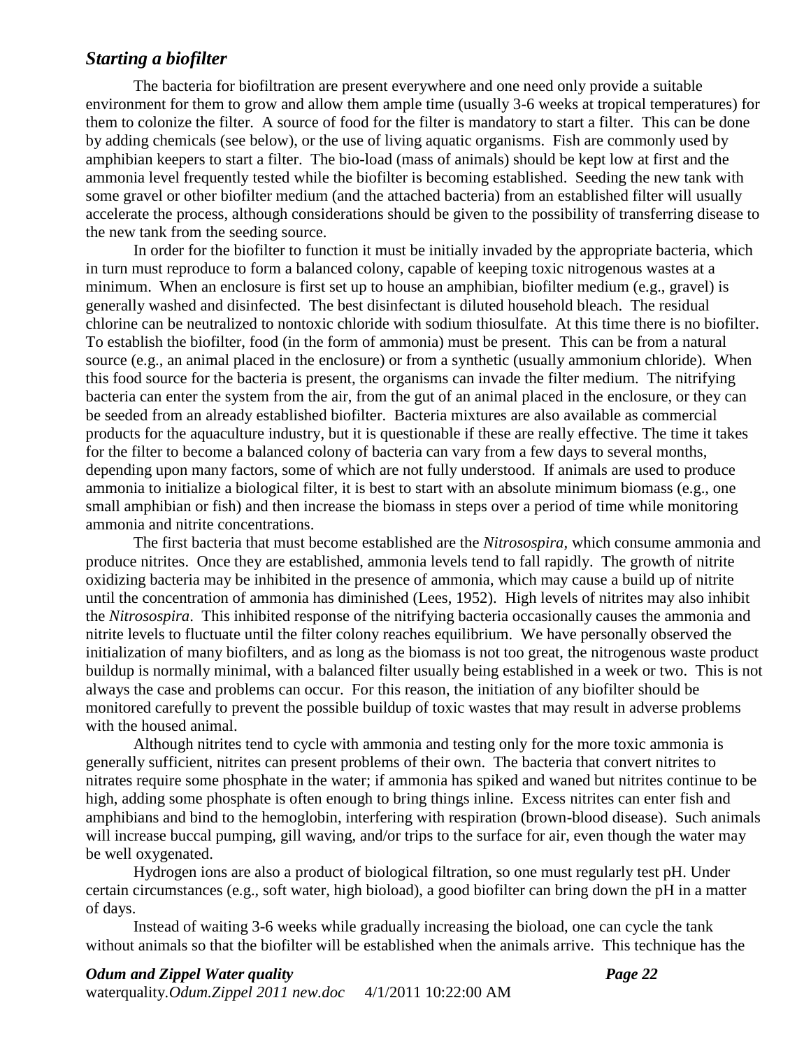## *Starting a biofilter*

The bacteria for biofiltration are present everywhere and one need only provide a suitable environment for them to grow and allow them ample time (usually 3-6 weeks at tropical temperatures) for them to colonize the filter. A source of food for the filter is mandatory to start a filter. This can be done by adding chemicals (see below), or the use of living aquatic organisms. Fish are commonly used by amphibian keepers to start a filter. The bio-load (mass of animals) should be kept low at first and the ammonia level frequently tested while the biofilter is becoming established. Seeding the new tank with some gravel or other biofilter medium (and the attached bacteria) from an established filter will usually accelerate the process, although considerations should be given to the possibility of transferring disease to the new tank from the seeding source.

In order for the biofilter to function it must be initially invaded by the appropriate bacteria, which in turn must reproduce to form a balanced colony, capable of keeping toxic nitrogenous wastes at a minimum. When an enclosure is first set up to house an amphibian, biofilter medium (e.g., gravel) is generally washed and disinfected. The best disinfectant is diluted household bleach. The residual chlorine can be neutralized to nontoxic chloride with sodium thiosulfate. At this time there is no biofilter. To establish the biofilter, food (in the form of ammonia) must be present. This can be from a natural source (e.g., an animal placed in the enclosure) or from a synthetic (usually ammonium chloride). When this food source for the bacteria is present, the organisms can invade the filter medium. The nitrifying bacteria can enter the system from the air, from the gut of an animal placed in the enclosure, or they can be seeded from an already established biofilter. Bacteria mixtures are also available as commercial products for the aquaculture industry, but it is questionable if these are really effective. The time it takes for the filter to become a balanced colony of bacteria can vary from a few days to several months, depending upon many factors, some of which are not fully understood. If animals are used to produce ammonia to initialize a biological filter, it is best to start with an absolute minimum biomass (e.g., one small amphibian or fish) and then increase the biomass in steps over a period of time while monitoring ammonia and nitrite concentrations.

The first bacteria that must become established are the *Nitrosospira*, which consume ammonia and produce nitrites. Once they are established, ammonia levels tend to fall rapidly. The growth of nitrite oxidizing bacteria may be inhibited in the presence of ammonia, which may cause a build up of nitrite until the concentration of ammonia has diminished (Lees, 1952). High levels of nitrites may also inhibit the *Nitrosospira*. This inhibited response of the nitrifying bacteria occasionally causes the ammonia and nitrite levels to fluctuate until the filter colony reaches equilibrium. We have personally observed the initialization of many biofilters, and as long as the biomass is not too great, the nitrogenous waste product buildup is normally minimal, with a balanced filter usually being established in a week or two. This is not always the case and problems can occur. For this reason, the initiation of any biofilter should be monitored carefully to prevent the possible buildup of toxic wastes that may result in adverse problems with the housed animal.

Although nitrites tend to cycle with ammonia and testing only for the more toxic ammonia is generally sufficient, nitrites can present problems of their own. The bacteria that convert nitrites to nitrates require some phosphate in the water; if ammonia has spiked and waned but nitrites continue to be high, adding some phosphate is often enough to bring things inline. Excess nitrites can enter fish and amphibians and bind to the hemoglobin, interfering with respiration (brown-blood disease). Such animals will increase buccal pumping, gill waving, and/or trips to the surface for air, even though the water may be well oxygenated.

Hydrogen ions are also a product of biological filtration, so one must regularly test pH. Under certain circumstances (e.g., soft water, high bioload), a good biofilter can bring down the pH in a matter of days.

Instead of waiting 3-6 weeks while gradually increasing the bioload, one can cycle the tank without animals so that the biofilter will be established when the animals arrive. This technique has the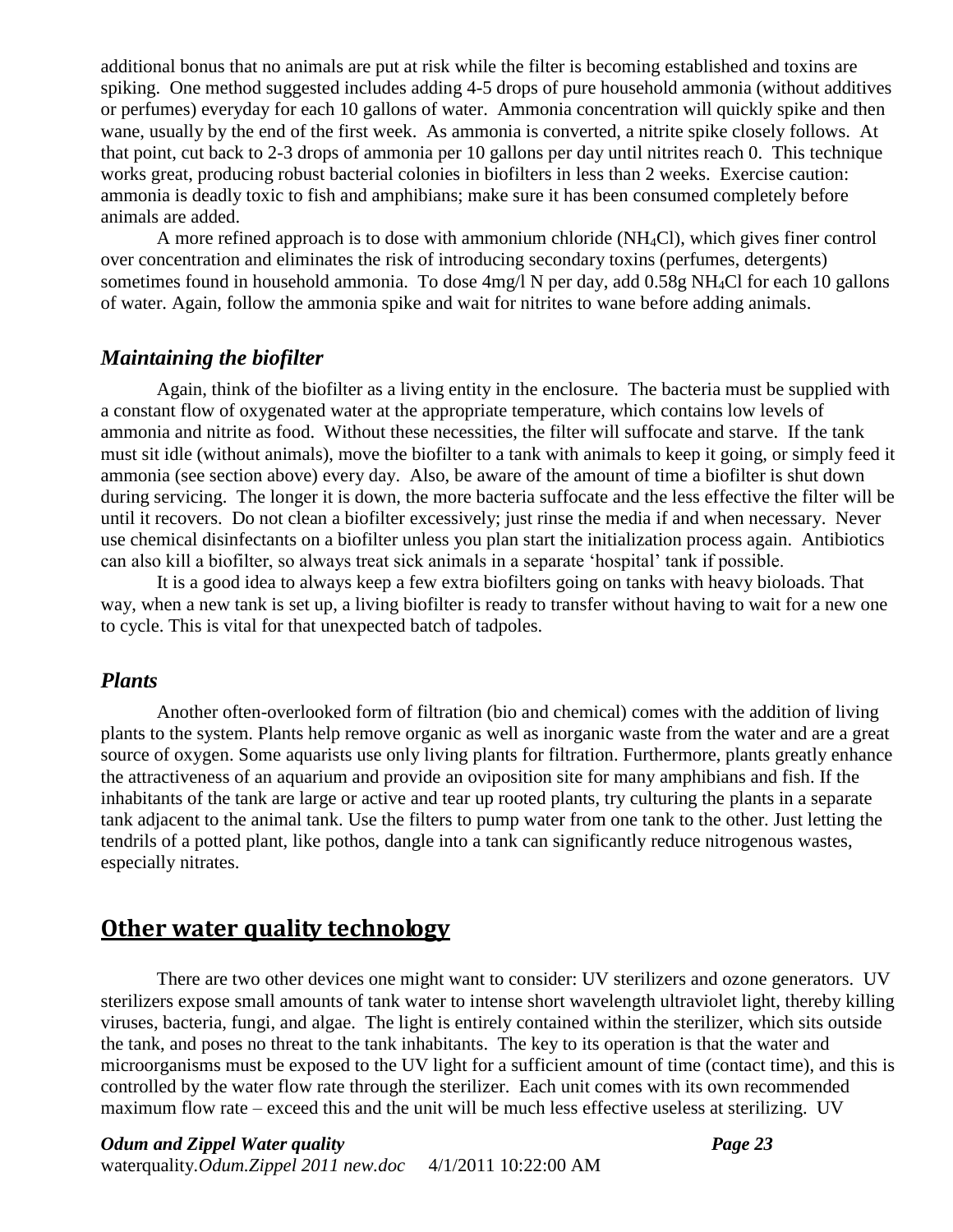additional bonus that no animals are put at risk while the filter is becoming established and toxins are spiking. One method suggested includes adding 4-5 drops of pure household ammonia (without additives or perfumes) everyday for each 10 gallons of water. Ammonia concentration will quickly spike and then wane, usually by the end of the first week. As ammonia is converted, a nitrite spike closely follows. At that point, cut back to 2-3 drops of ammonia per 10 gallons per day until nitrites reach 0. This technique works great, producing robust bacterial colonies in biofilters in less than 2 weeks. Exercise caution: ammonia is deadly toxic to fish and amphibians; make sure it has been consumed completely before animals are added.

A more refined approach is to dose with ammonium chloride ($NH_4Cl$), which gives finer control over concentration and eliminates the risk of introducing secondary toxins (perfumes, detergents) sometimes found in household ammonia. To dose 4mg/l N per day, add 0.58g $NH_4Cl$ for each 10 gallons of water. Again, follow the ammonia spike and wait for nitrites to wane before adding animals.

### *Maintaining the biofilter*

Again, think of the biofilter as a living entity in the enclosure. The bacteria must be supplied with a constant flow of oxygenated water at the appropriate temperature, which contains low levels of ammonia and nitrite as food. Without these necessities, the filter will suffocate and starve. If the tank must sit idle (without animals), move the biofilter to a tank with animals to keep it going, or simply feed it ammonia (see section above) every day. Also, be aware of the amount of time a biofilter is shut down during servicing. The longer it is down, the more bacteria suffocate and the less effective the filter will be until it recovers. Do not clean a biofilter excessively; just rinse the media if and when necessary. Never use chemical disinfectants on a biofilter unless you plan start the initialization process again. Antibiotics can also kill a biofilter, so always treat sick animals in a separate 'hospital' tank if possible.

It is a good idea to always keep a few extra biofilters going on tanks with heavy bioloads. That way, when a new tank is set up, a living biofilter is ready to transfer without having to wait for a new one to cycle. This is vital for that unexpected batch of tadpoles.

### *Plants*

Another often-overlooked form of filtration (bio and chemical) comes with the addition of living plants to the system. Plants help remove organic as well as inorganic waste from the water and are a great source of oxygen. Some aquarists use only living plants for filtration. Furthermore, plants greatly enhance the attractiveness of an aquarium and provide an oviposition site for many amphibians and fish. If the inhabitants of the tank are large or active and tear up rooted plants, try culturing the plants in a separate tank adjacent to the animal tank. Use the filters to pump water from one tank to the other. Just letting the tendrils of a potted plant, like pothos, dangle into a tank can significantly reduce nitrogenous wastes, especially nitrates.

## Other water quality technology

There are two other devices one might want to consider: UV sterilizers and ozone generators. UV sterilizers expose small amounts of tank water to intense short wavelength ultraviolet light, thereby killing viruses, bacteria, fungi, and algae. The light is entirely contained within the sterilizer, which sits outside the tank, and poses no threat to the tank inhabitants. The key to its operation is that the water and microorganisms must be exposed to the UV light for a sufficient amount of time (contact time), and this is controlled by the water flow rate through the sterilizer. Each unit comes with its own recommended maximum flow rate – exceed this and the unit will be much less effective useless at sterilizing. UV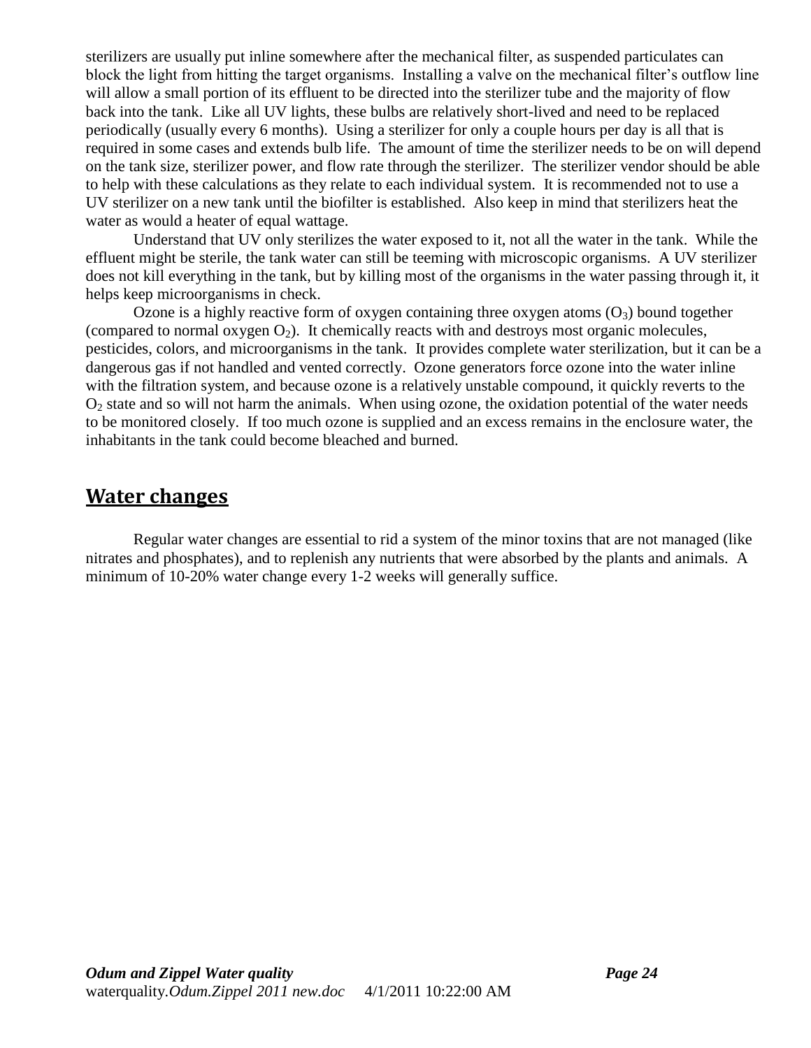sterilizers are usually put inline somewhere after the mechanical filter, as suspended particulates can block the light from hitting the target organisms. Installing a valve on the mechanical filter's outflow line will allow a small portion of its effluent to be directed into the sterilizer tube and the majority of flow back into the tank. Like all UV lights, these bulbs are relatively short-lived and need to be replaced periodically (usually every 6 months). Using a sterilizer for only a couple hours per day is all that is required in some cases and extends bulb life. The amount of time the sterilizer needs to be on will depend on the tank size, sterilizer power, and flow rate through the sterilizer. The sterilizer vendor should be able to help with these calculations as they relate to each individual system. It is recommended not to use a UV sterilizer on a new tank until the biofilter is established. Also keep in mind that sterilizers heat the water as would a heater of equal wattage.

Understand that UV only sterilizes the water exposed to it, not all the water in the tank. While the effluent might be sterile, the tank water can still be teeming with microscopic organisms. A UV sterilizer does not kill everything in the tank, but by killing most of the organisms in the water passing through it, it helps keep microorganisms in check.

Ozone is a highly reactive form of oxygen containing three oxygen atoms ($O_3$) bound together (compared to normal oxygen $O_2$). It chemically reacts with and destroys most organic molecules, pesticides, colors, and microorganisms in the tank. It provides complete water sterilization, but it can be a dangerous gas if not handled and vented correctly. Ozone generators force ozone into the water inline with the filtration system, and because ozone is a relatively unstable compound, it quickly reverts to the $O_2$ state and so will not harm the animals. When using ozone, the oxidation potential of the water needs to be monitored closely. If too much ozone is supplied and an excess remains in the enclosure water, the inhabitants in the tank could become bleached and burned.

## Water changes

Regular water changes are essential to rid a system of the minor toxins that are not managed (like nitrates and phosphates), and to replenish any nutrients that were absorbed by the plants and animals. A minimum of 10-20% water change every 1-2 weeks will generally suffice.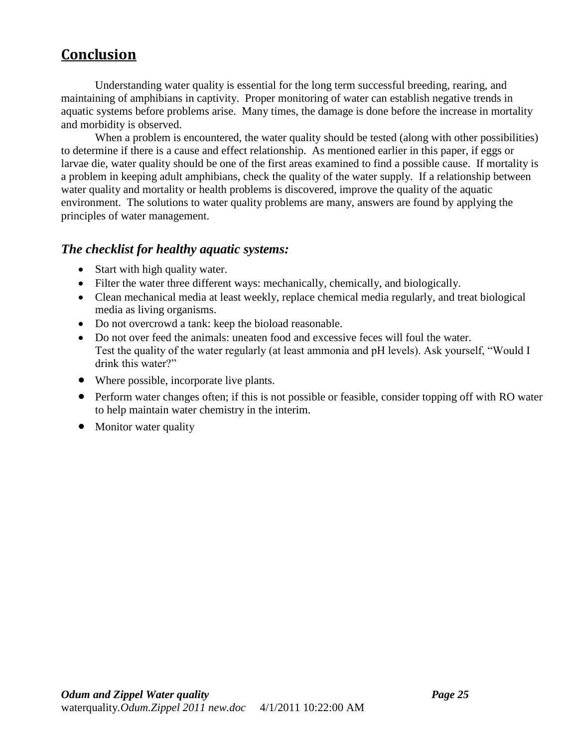## Conclusion

Understanding water quality is essential for the long term successful breeding, rearing, and maintaining of amphibians in captivity. Proper monitoring of water can establish negative trends in aquatic systems before problems arise. Many times, the damage is done before the increase in mortality and morbidity is observed.

When a problem is encountered, the water quality should be tested (along with other possibilities) to determine if there is a cause and effect relationship. As mentioned earlier in this paper, if eggs or larvae die, water quality should be one of the first areas examined to find a possible cause. If mortality is a problem in keeping adult amphibians, check the quality of the water supply. If a relationship between water quality and mortality or health problems is discovered, improve the quality of the aquatic environment. The solutions to water quality problems are many, answers are found by applying the principles of water management.

### *The checklist for healthy aquatic systems:*

- Start with high quality water.
- Filter the water three different ways: mechanically, chemically, and biologically.
- Clean mechanical media at least weekly, replace chemical media regularly, and treat biological media as living organisms.
- Do not overcrowd a tank: keep the bioload reasonable.
- Do not over feed the animals: uneaten food and excessive feces will foul the water.
  Test the quality of the water regularly (at least ammonia and pH levels). Ask yourself, "Would I drink this water?"
- Where possible, incorporate live plants.
- Perform water changes often; if this is not possible or feasible, consider topping off with RO water to help maintain water chemistry in the interim.
- Monitor water quality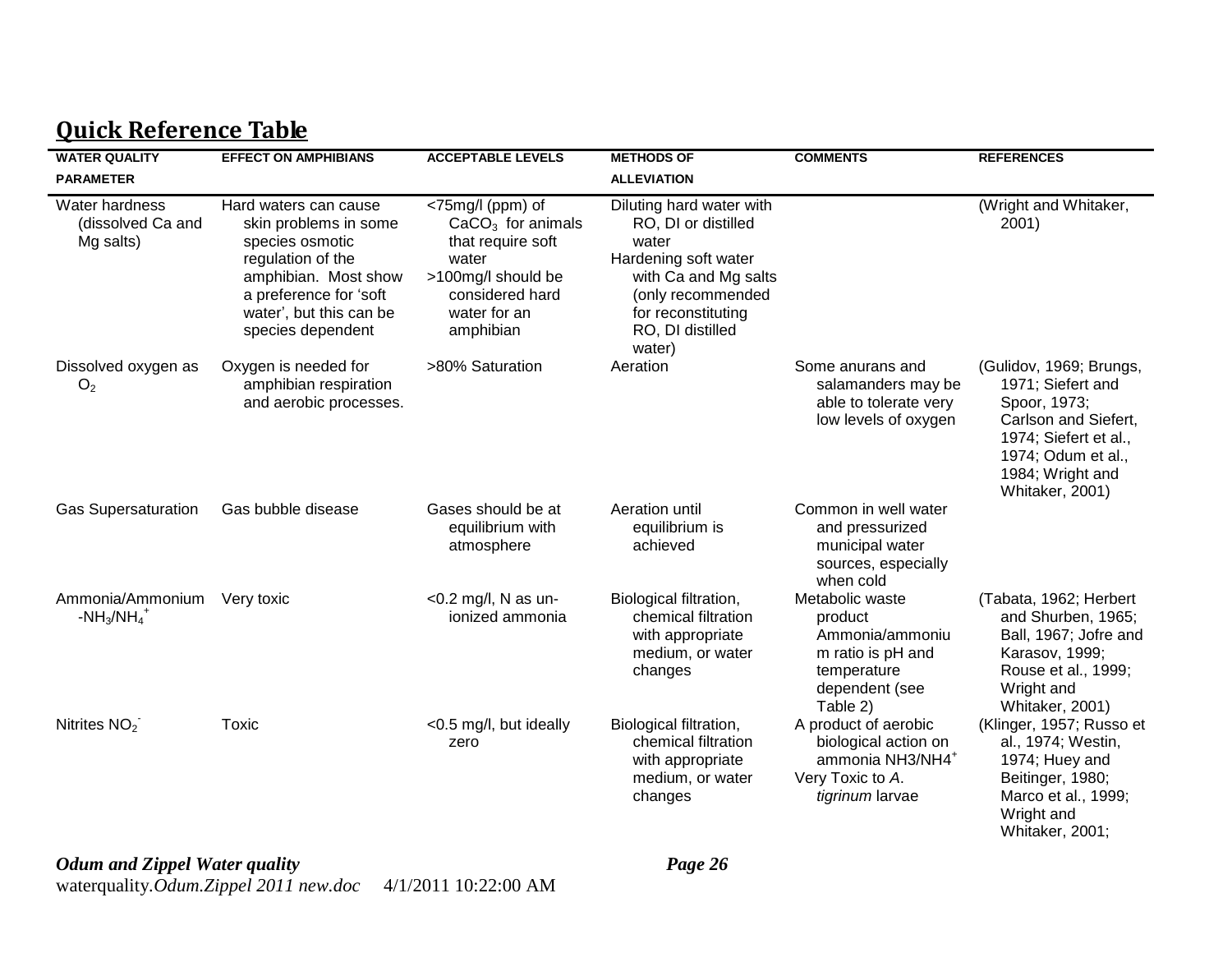## Quick Reference Table

| WATER QUALITY PARAMETER | EFFECT ON AMPHIBIANS | ACCEPTABLE LEVELS | METHODS OF ALLEVIATION | COMMENTS | REFERENCES |
|---|---|---|---|---|---|
| Water hardness (dissolved Ca and Mg salts) | Hard waters can cause skin problems in some species osmotic regulation of the amphibian. Most show a preference for 'soft water', but this can be species dependent | <75mg/l (ppm) of $CaCO_3$ for animals that require soft water<br>>100mg/l should be considered hard water for an amphibian | Diluting hard water with RO, DI or distilled water<br>Hardening soft water with Ca and Mg salts (only recommended for reconstituting RO, DI distilled water) | | (Wright and Whitaker, 2001) |
| Dissolved oxygen as $O_2$ | Oxygen is needed for amphibian respiration and aerobic processes. | >80% Saturation | Aeration | Some anurans and salamanders may be able to tolerate very low levels of oxygen | (Gulidov, 1969; Brungs, 1971; Siefert and Spoor, 1973; Carlson and Siefert, 1974; Siefert et al., 1974; Odum et al., 1984; Wright and Whitaker, 2001) |
| Gas Supersaturation | Gas bubble disease | Gases should be at equilibrium with atmosphere | Aeration until equilibrium is achieved | Common in well water and pressurized municipal water sources, especially when cold | |
| Ammonia/Ammonium -$NH_3/NH_4^+$ | Very toxic | <0.2 mg/l, N as un-ionized ammonia | Biological filtration, chemical filtration with appropriate medium, or water changes | Metabolic waste product Ammonia/ammonium ratio is pH and temperature dependent (see Table 2) | (Tabata, 1962; Herbert and Shurben, 1965; Ball, 1967; Jofre and Karasov, 1999; Rouse et al., 1999; Wright and Whitaker, 2001) |
| Nitrites $NO_2^-$ | Toxic | <0.5 mg/l, but ideally zero | Biological filtration, chemical filtration with appropriate medium, or water changes | A product of aerobic biological action on ammonia $NH3/NH4^+$<br>Very Toxic to *A. tigrinum* larvae | (Klinger, 1957; Russo et al., 1974; Westin, 1974; Huey and Beitinger, 1980; Marco et al., 1999; Wright and Whitaker, 2001; |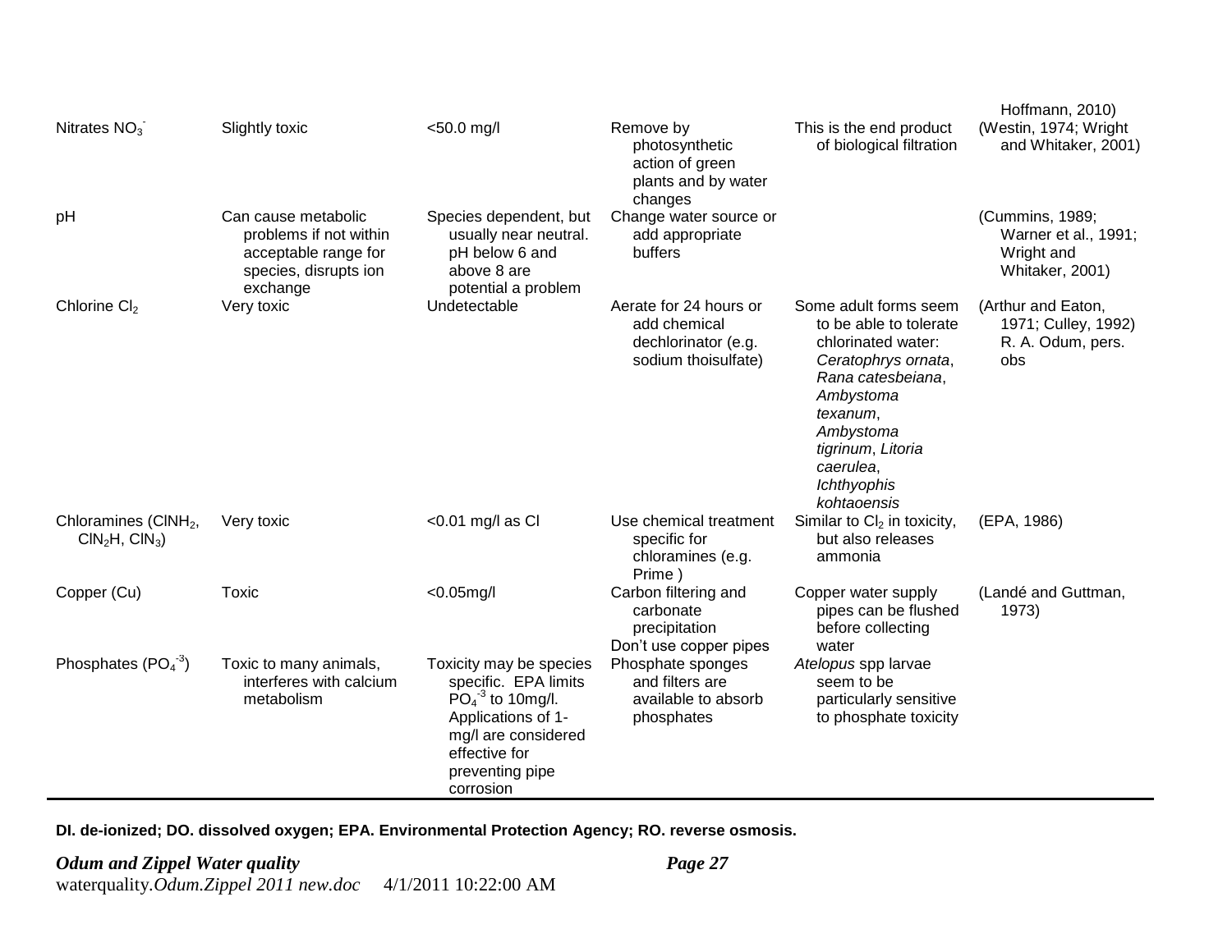| | | | | | |
|---|---|---|---|---|---|
| | | | | | Hoffmann, 2010) |
| Nitrates $NO_3^-$ | Slightly toxic | <50.0 mg/l | Remove by photosynthetic action of green plants and by water changes | This is the end product of biological filtration | (Westin, 1974; Wright and Whitaker, 2001) |
| pH | Can cause metabolic problems if not within acceptable range for species, disrupts ion exchange | Species dependent, but usually near neutral. pH below 6 and above 8 are potential a problem | Change water source or add appropriate buffers | | (Cummins, 1989; Warner et al., 1991; Wright and Whitaker, 2001) |
| Chlorine $Cl_2$ | Very toxic | Undetectable | Aerate for 24 hours or add chemical dechlorinator (e.g. sodium thoisulfate) | Some adult forms seem to be able to tolerate chlorinated water: *Ceratophrys ornata*, *Rana catesbeiana*, *Ambystoma texanum*, *Ambystoma tigrinum*, *Litoria caerulea*, *Ichthyophis kohtaoensis* | (Arthur and Eaton, 1971; Culley, 1992) R. A. Odum, pers. obs |
| Chloramines ($ClNH_2$, $ClN_2H$, $ClN_3$) | Very toxic | <0.01 mg/l as Cl | Use chemical treatment specific for chloramines (e.g. Prime ) | Similar to $Cl_2$ in toxicity, but also releases ammonia | (EPA, 1986) |
| Copper (Cu) | Toxic | <0.05mg/l | Carbon filtering and carbonate precipitation Don't use copper pipes | Copper water supply pipes can be flushed before collecting water | (Landé and Guttman, 1973) |
| Phosphates ($PO_4^{-3}$) | Toxic to many animals, interferes with calcium metabolism | Toxicity may be species specific. EPA limits $PO_4^{-3}$ to 10mg/l. Applications of 1-mg/l are considered effective for preventing pipe corrosion | Phosphate sponges and filters are available to absorb phosphates | *Atelopus* spp larvae seem to be particularly sensitive to phosphate toxicity | |

**DI. de-ionized; DO. dissolved oxygen; EPA. Environmental Protection Agency; RO. reverse osmosis.**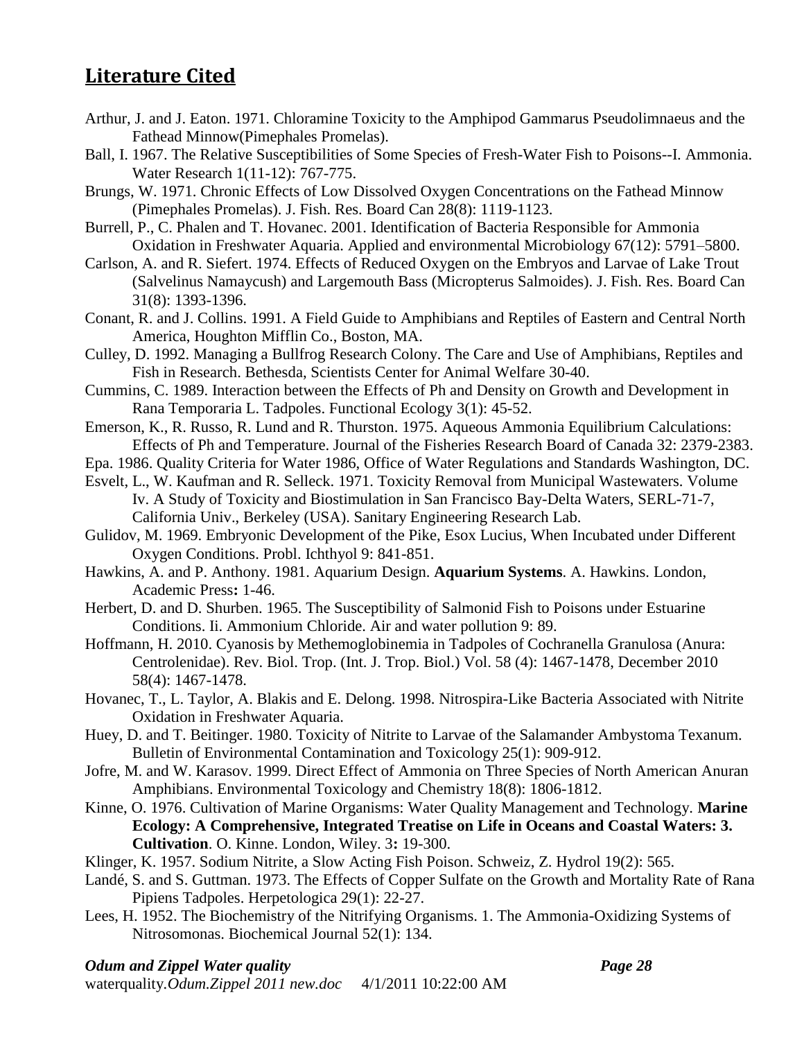## Literature Cited

Arthur, J. and J. Eaton. 1971. Chloramine Toxicity to the Amphipod Gammarus Pseudolimnaeus and the Fathead Minnow(Pimephales Promelas).

Ball, I. 1967. The Relative Susceptibilities of Some Species of Fresh-Water Fish to Poisons--I. Ammonia. Water Research 1(11-12): 767-775.

Brungs, W. 1971. Chronic Effects of Low Dissolved Oxygen Concentrations on the Fathead Minnow (Pimephales Promelas). J. Fish. Res. Board Can 28(8): 1119-1123.

Burrell, P., C. Phalen and T. Hovanec. 2001. Identification of Bacteria Responsible for Ammonia Oxidation in Freshwater Aquaria. Applied and environmental Microbiology 67(12): 5791–5800.

Carlson, A. and R. Siefert. 1974. Effects of Reduced Oxygen on the Embryos and Larvae of Lake Trout (Salvelinus Namaycush) and Largemouth Bass (Micropterus Salmoides). J. Fish. Res. Board Can 31(8): 1393-1396.

Conant, R. and J. Collins. 1991. A Field Guide to Amphibians and Reptiles of Eastern and Central North America, Houghton Mifflin Co., Boston, MA.

Culley, D. 1992. Managing a Bullfrog Research Colony. The Care and Use of Amphibians, Reptiles and Fish in Research. Bethesda, Scientists Center for Animal Welfare 30-40.

Cummins, C. 1989. Interaction between the Effects of Ph and Density on Growth and Development in Rana Temporaria L. Tadpoles. Functional Ecology 3(1): 45-52.

Emerson, K., R. Russo, R. Lund and R. Thurston. 1975. Aqueous Ammonia Equilibrium Calculations: Effects of Ph and Temperature. Journal of the Fisheries Research Board of Canada 32: 2379-2383.

Epa. 1986. Quality Criteria for Water 1986, Office of Water Regulations and Standards Washington, DC.

Esvelt, L., W. Kaufman and R. Selleck. 1971. Toxicity Removal from Municipal Wastewaters. Volume Iv. A Study of Toxicity and Biostimulation in San Francisco Bay-Delta Waters, SERL-71-7, California Univ., Berkeley (USA). Sanitary Engineering Research Lab.

Gulidov, M. 1969. Embryonic Development of the Pike, Esox Lucius, When Incubated under Different Oxygen Conditions. Probl. Ichthyol 9: 841-851.

Hawkins, A. and P. Anthony. 1981. Aquarium Design. **Aquarium Systems**. A. Hawkins. London, Academic Press**:** 1-46.

Herbert, D. and D. Shurben. 1965. The Susceptibility of Salmonid Fish to Poisons under Estuarine Conditions. Ii. Ammonium Chloride. Air and water pollution 9: 89.

Hoffmann, H. 2010. Cyanosis by Methemoglobinemia in Tadpoles of Cochranella Granulosa (Anura: Centrolenidae). Rev. Biol. Trop. (Int. J. Trop. Biol.) Vol. 58 (4): 1467-1478, December 2010 58(4): 1467-1478.

Hovanec, T., L. Taylor, A. Blakis and E. Delong. 1998. Nitrospira-Like Bacteria Associated with Nitrite Oxidation in Freshwater Aquaria.

Huey, D. and T. Beitinger. 1980. Toxicity of Nitrite to Larvae of the Salamander Ambystoma Texanum. Bulletin of Environmental Contamination and Toxicology 25(1): 909-912.

Jofre, M. and W. Karasov. 1999. Direct Effect of Ammonia on Three Species of North American Anuran Amphibians. Environmental Toxicology and Chemistry 18(8): 1806-1812.

Kinne, O. 1976. Cultivation of Marine Organisms: Water Quality Management and Technology. **Marine Ecology: A Comprehensive, Integrated Treatise on Life in Oceans and Coastal Waters: 3. Cultivation**. O. Kinne. London, Wiley. 3**:** 19-300.

Klinger, K. 1957. Sodium Nitrite, a Slow Acting Fish Poison. Schweiz, Z. Hydrol 19(2): 565.

Landé, S. and S. Guttman. 1973. The Effects of Copper Sulfate on the Growth and Mortality Rate of Rana Pipiens Tadpoles. Herpetologica 29(1): 22-27.

Lees, H. 1952. The Biochemistry of the Nitrifying Organisms. 1. The Ammonia-Oxidizing Systems of Nitrosomonas. Biochemical Journal 52(1): 134.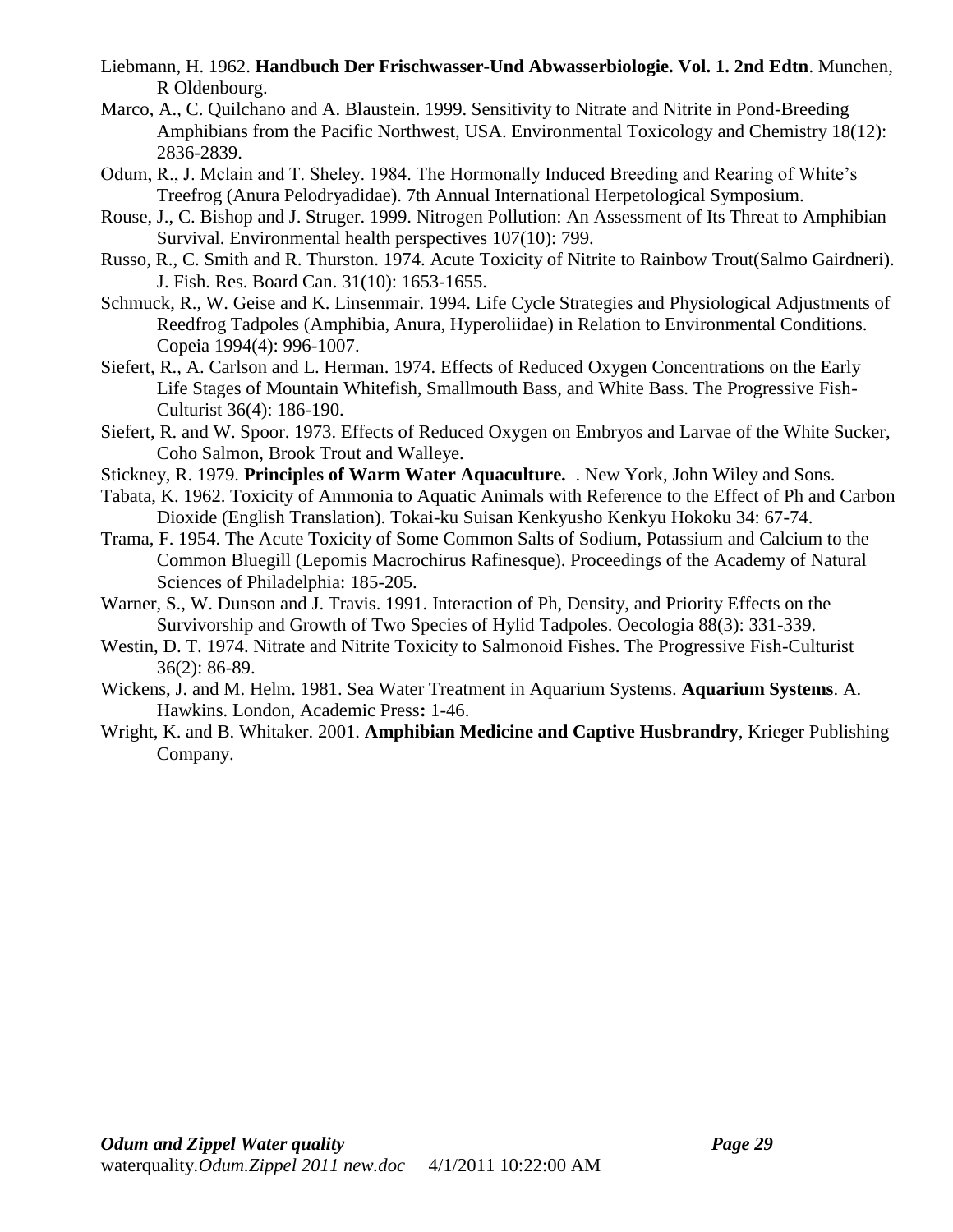Liebmann, H. 1962. **Handbuch Der Frischwasser-Und Abwasserbiologie. Vol. 1. 2nd Edtn**. Munchen, R Oldenbourg.

Marco, A., C. Quilchano and A. Blaustein. 1999. Sensitivity to Nitrate and Nitrite in Pond-Breeding Amphibians from the Pacific Northwest, USA. Environmental Toxicology and Chemistry 18(12): 2836-2839.

Odum, R., J. Mclain and T. Sheley. 1984. The Hormonally Induced Breeding and Rearing of White's Treefrog (Anura Pelodryadidae). 7th Annual International Herpetological Symposium.

Rouse, J., C. Bishop and J. Struger. 1999. Nitrogen Pollution: An Assessment of Its Threat to Amphibian Survival. Environmental health perspectives 107(10): 799.

Russo, R., C. Smith and R. Thurston. 1974. Acute Toxicity of Nitrite to Rainbow Trout(Salmo Gairdneri). J. Fish. Res. Board Can. 31(10): 1653-1655.

Schmuck, R., W. Geise and K. Linsenmair. 1994. Life Cycle Strategies and Physiological Adjustments of Reedfrog Tadpoles (Amphibia, Anura, Hyperoliidae) in Relation to Environmental Conditions. Copeia 1994(4): 996-1007.

Siefert, R., A. Carlson and L. Herman. 1974. Effects of Reduced Oxygen Concentrations on the Early Life Stages of Mountain Whitefish, Smallmouth Bass, and White Bass. The Progressive Fish-Culturist 36(4): 186-190.

Siefert, R. and W. Spoor. 1973. Effects of Reduced Oxygen on Embryos and Larvae of the White Sucker, Coho Salmon, Brook Trout and Walleye.

Stickney, R. 1979. **Principles of Warm Water Aquaculture.** . New York, John Wiley and Sons.

Tabata, K. 1962. Toxicity of Ammonia to Aquatic Animals with Reference to the Effect of Ph and Carbon Dioxide (English Translation). Tokai-ku Suisan Kenkyusho Kenkyu Hokoku 34: 67-74.

Trama, F. 1954. The Acute Toxicity of Some Common Salts of Sodium, Potassium and Calcium to the Common Bluegill (Lepomis Macrochirus Rafinesque). Proceedings of the Academy of Natural Sciences of Philadelphia: 185-205.

Warner, S., W. Dunson and J. Travis. 1991. Interaction of Ph, Density, and Priority Effects on the Survivorship and Growth of Two Species of Hylid Tadpoles. Oecologia 88(3): 331-339.

Westin, D. T. 1974. Nitrate and Nitrite Toxicity to Salmonoid Fishes. The Progressive Fish-Culturist 36(2): 86-89.

Wickens, J. and M. Helm. 1981. Sea Water Treatment in Aquarium Systems. **Aquarium Systems**. A. Hawkins. London, Academic Press**:** 1-46.

Wright, K. and B. Whitaker. 2001. **Amphibian Medicine and Captive Husbrandry**, Krieger Publishing Company.